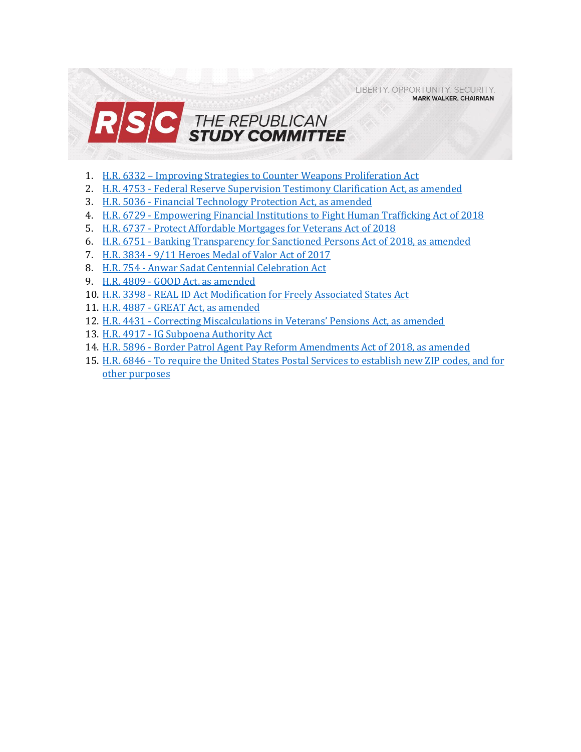LIBERTY. OPPORTUNITY. SECURITY.
MARK WALKER, CHAIRMAN

# RSC THE REPUBLICAN STUDY COMMITTEE

1. H.R. 6332 – Improving Strategies to Counter Weapons Proliferation Act
2. H.R. 4753 - Federal Reserve Supervision Testimony Clarification Act, as amended
3. H.R. 5036 - Financial Technology Protection Act, as amended
4. H.R. 6729 - Empowering Financial Institutions to Fight Human Trafficking Act of 2018
5. H.R. 6737 - Protect Affordable Mortgages for Veterans Act of 2018
6. H.R. 6751 - Banking Transparency for Sanctioned Persons Act of 2018, as amended
7. H.R. 3834 - 9/11 Heroes Medal of Valor Act of 2017
8. H.R. 754 - Anwar Sadat Centennial Celebration Act
9. H.R. 4809 - GOOD Act, as amended
10. H.R. 3398 - REAL ID Act Modification for Freely Associated States Act
11. H.R. 4887 - GREAT Act, as amended
12. H.R. 4431 - Correcting Miscalculations in Veterans' Pensions Act, as amended
13. H.R. 4917 - IG Subpoena Authority Act
14. H.R. 5896 - Border Patrol Agent Pay Reform Amendments Act of 2018, as amended
15. H.R. 6846 - To require the United States Postal Services to establish new ZIP codes, and for other purposes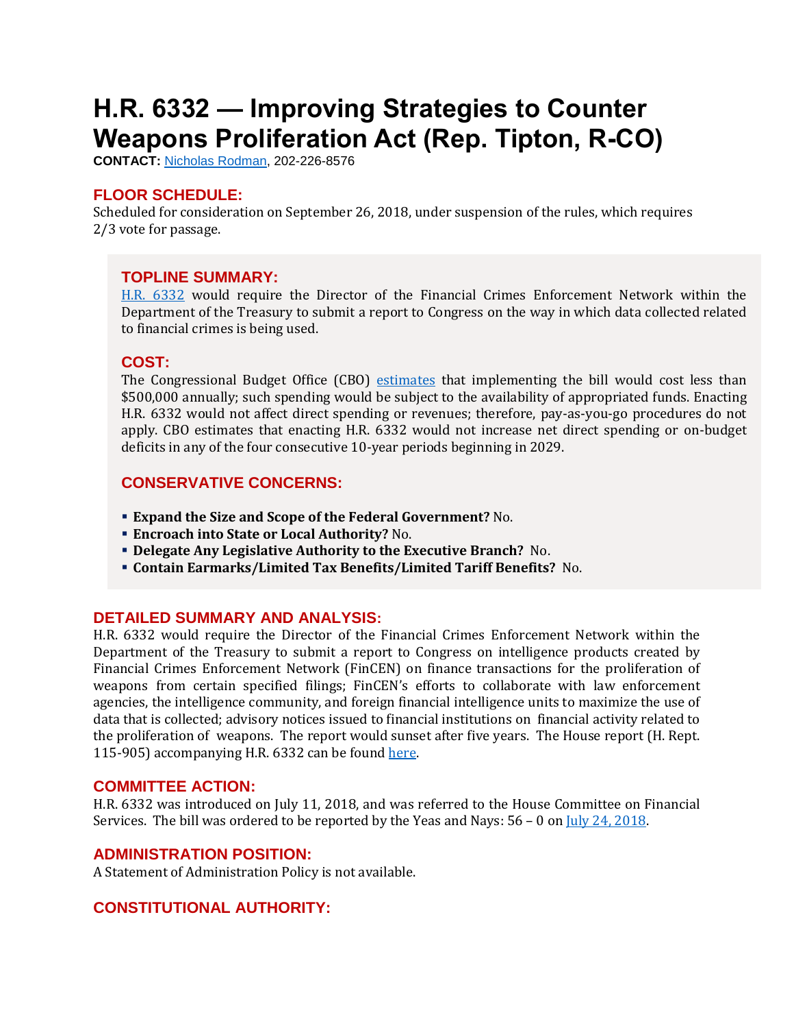# H.R. 6332 — Improving Strategies to Counter Weapons Proliferation Act (Rep. Tipton, R-CO)

**CONTACT:** Nicholas Rodman, 202-226-8576

## FLOOR SCHEDULE:

Scheduled for consideration on September 26, 2018, under suspension of the rules, which requires 2/3 vote for passage.

## TOPLINE SUMMARY:

H.R. 6332 would require the Director of the Financial Crimes Enforcement Network within the Department of the Treasury to submit a report to Congress on the way in which data collected related to financial crimes is being used.

## COST:

The Congressional Budget Office (CBO) estimates that implementing the bill would cost less than $500,000 annually; such spending would be subject to the availability of appropriated funds. Enacting H.R. 6332 would not affect direct spending or revenues; therefore, pay-as-you-go procedures do not apply. CBO estimates that enacting H.R. 6332 would not increase net direct spending or on-budget deficits in any of the four consecutive 10-year periods beginning in 2029.

## CONSERVATIVE CONCERNS:

- **Expand the Size and Scope of the Federal Government?** No.
- **Encroach into State or Local Authority?** No.
- **Delegate Any Legislative Authority to the Executive Branch?** No.
- **Contain Earmarks/Limited Tax Benefits/Limited Tariff Benefits?** No.

## DETAILED SUMMARY AND ANALYSIS:

H.R. 6332 would require the Director of the Financial Crimes Enforcement Network within the Department of the Treasury to submit a report to Congress on intelligence products created by Financial Crimes Enforcement Network (FinCEN) on finance transactions for the proliferation of weapons from certain specified filings; FinCEN's efforts to collaborate with law enforcement agencies, the intelligence community, and foreign financial intelligence units to maximize the use of data that is collected; advisory notices issued to financial institutions on financial activity related to the proliferation of weapons. The report would sunset after five years. The House report (H. Rept. 115-905) accompanying H.R. 6332 can be found here.

## COMMITTEE ACTION:

H.R. 6332 was introduced on July 11, 2018, and was referred to the House Committee on Financial Services. The bill was ordered to be reported by the Yeas and Nays: 56 – 0 on July 24, 2018.

## ADMINISTRATION POSITION:

A Statement of Administration Policy is not available.

## CONSTITUTIONAL AUTHORITY: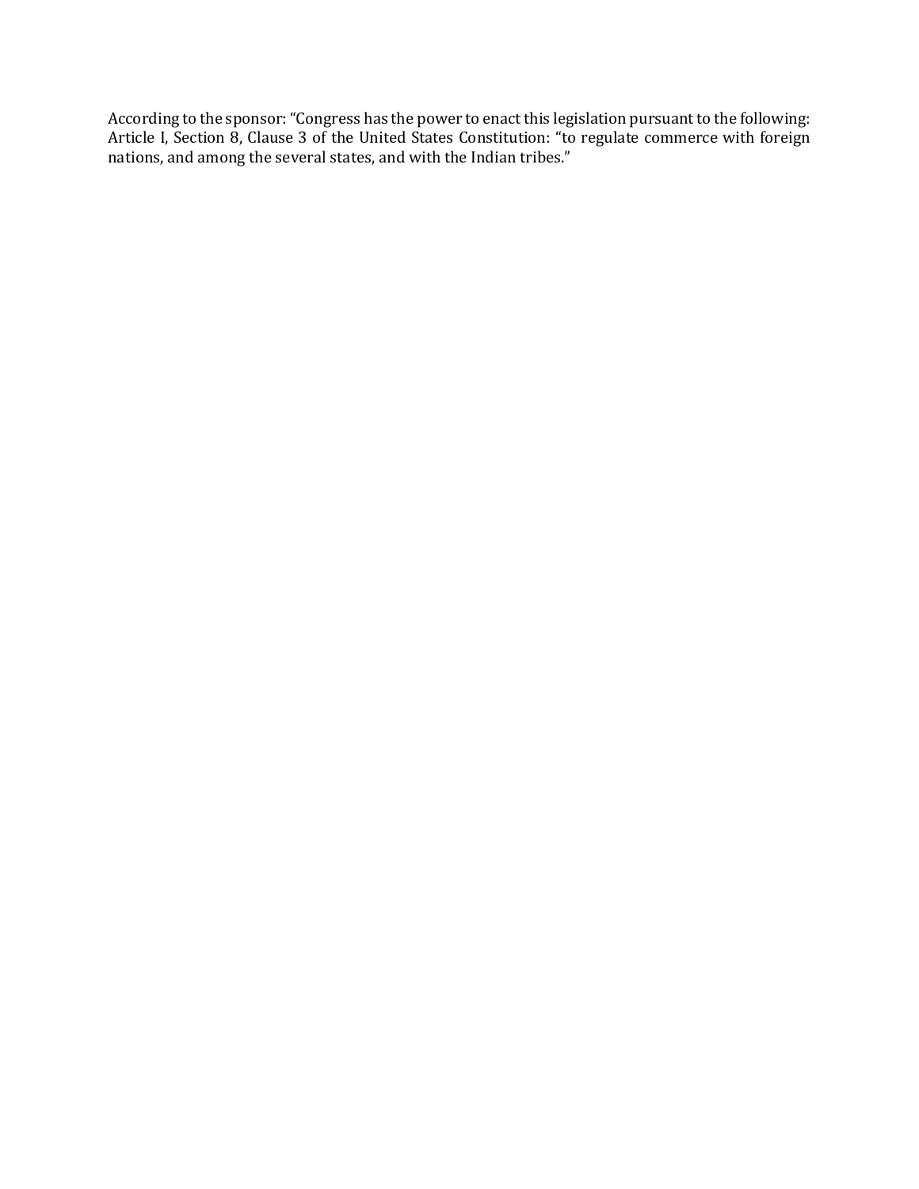According to the sponsor: “Congress has the power to enact this legislation pursuant to the following: Article I, Section 8, Clause 3 of the United States Constitution: “to regulate commerce with foreign nations, and among the several states, and with the Indian tribes.”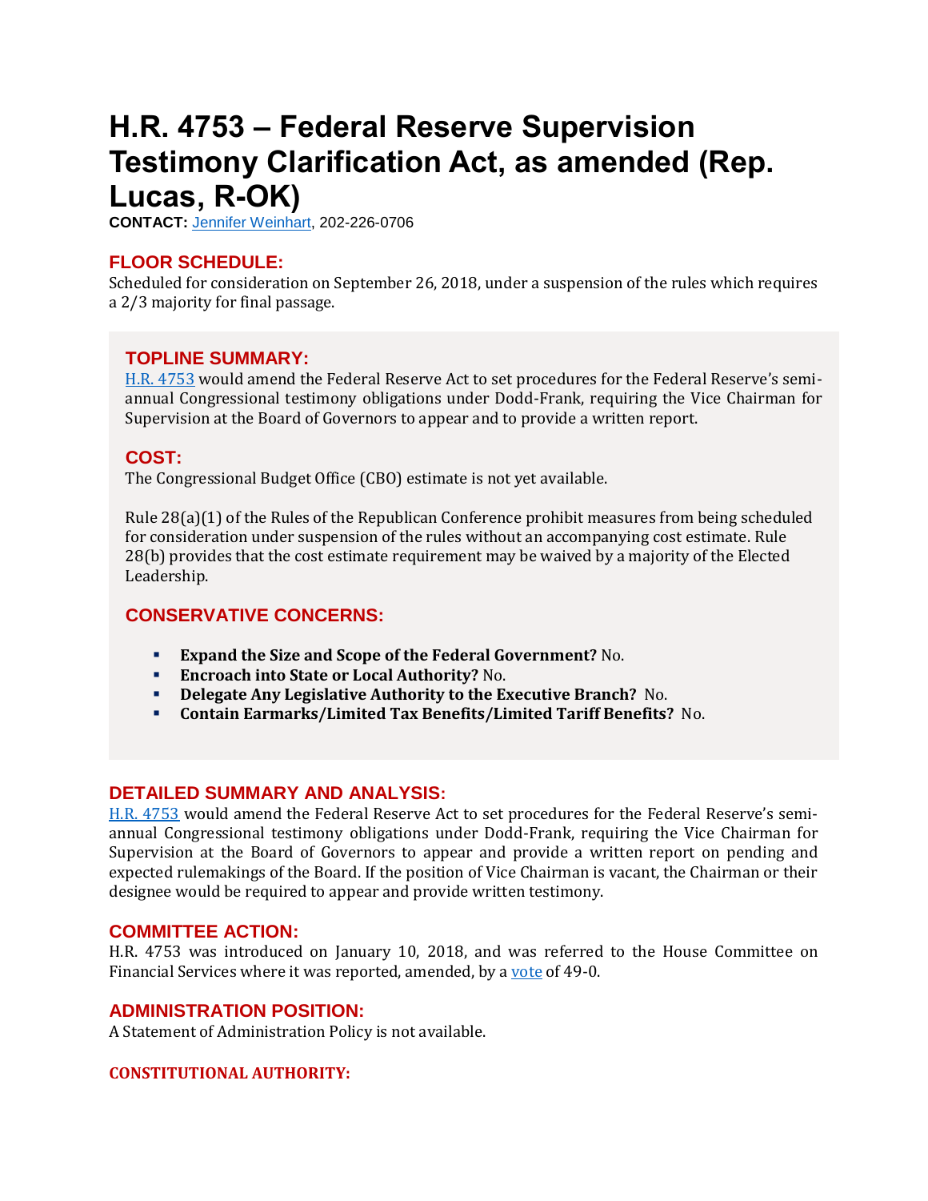# H.R. 4753 – Federal Reserve Supervision Testimony Clarification Act, as amended (Rep. Lucas, R-OK)

**CONTACT:** Jennifer Weinhart, 202-226-0706

## FLOOR SCHEDULE:

Scheduled for consideration on September 26, 2018, under a suspension of the rules which requires a 2/3 majority for final passage.

## TOPLINE SUMMARY:

H.R. 4753 would amend the Federal Reserve Act to set procedures for the Federal Reserve's semi-annual Congressional testimony obligations under Dodd-Frank, requiring the Vice Chairman for Supervision at the Board of Governors to appear and to provide a written report.

## COST:

The Congressional Budget Office (CBO) estimate is not yet available.

Rule 28(a)(1) of the Rules of the Republican Conference prohibit measures from being scheduled for consideration under suspension of the rules without an accompanying cost estimate. Rule 28(b) provides that the cost estimate requirement may be waived by a majority of the Elected Leadership.

## CONSERVATIVE CONCERNS:

- **Expand the Size and Scope of the Federal Government?** No.
- **Encroach into State or Local Authority?** No.
- **Delegate Any Legislative Authority to the Executive Branch?** No.
- **Contain Earmarks/Limited Tax Benefits/Limited Tariff Benefits?** No.

## DETAILED SUMMARY AND ANALYSIS:

H.R. 4753 would amend the Federal Reserve Act to set procedures for the Federal Reserve's semi-annual Congressional testimony obligations under Dodd-Frank, requiring the Vice Chairman for Supervision at the Board of Governors to appear and provide a written report on pending and expected rulemakings of the Board. If the position of Vice Chairman is vacant, the Chairman or their designee would be required to appear and provide written testimony.

## COMMITTEE ACTION:

H.R. 4753 was introduced on January 10, 2018, and was referred to the House Committee on Financial Services where it was reported, amended, by a vote of 49-0.

## ADMINISTRATION POSITION:

A Statement of Administration Policy is not available.

## CONSTITUTIONAL AUTHORITY: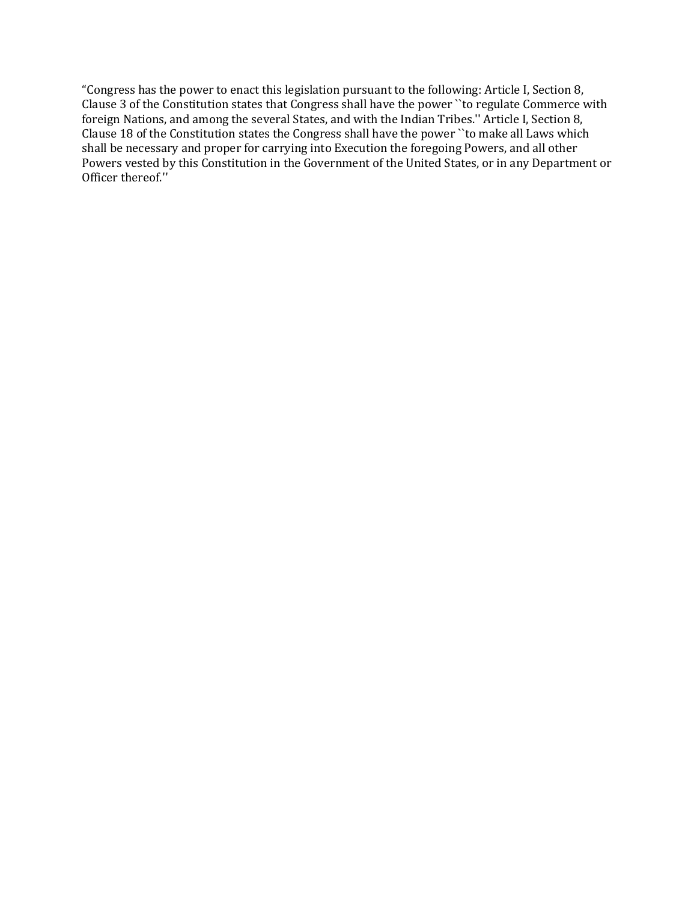“Congress has the power to enact this legislation pursuant to the following: Article I, Section 8, Clause 3 of the Constitution states that Congress shall have the power ``to regulate Commerce with foreign Nations, and among the several States, and with the Indian Tribes.'' Article I, Section 8, Clause 18 of the Constitution states the Congress shall have the power ``to make all Laws which shall be necessary and proper for carrying into Execution the foregoing Powers, and all other Powers vested by this Constitution in the Government of the United States, or in any Department or Officer thereof.''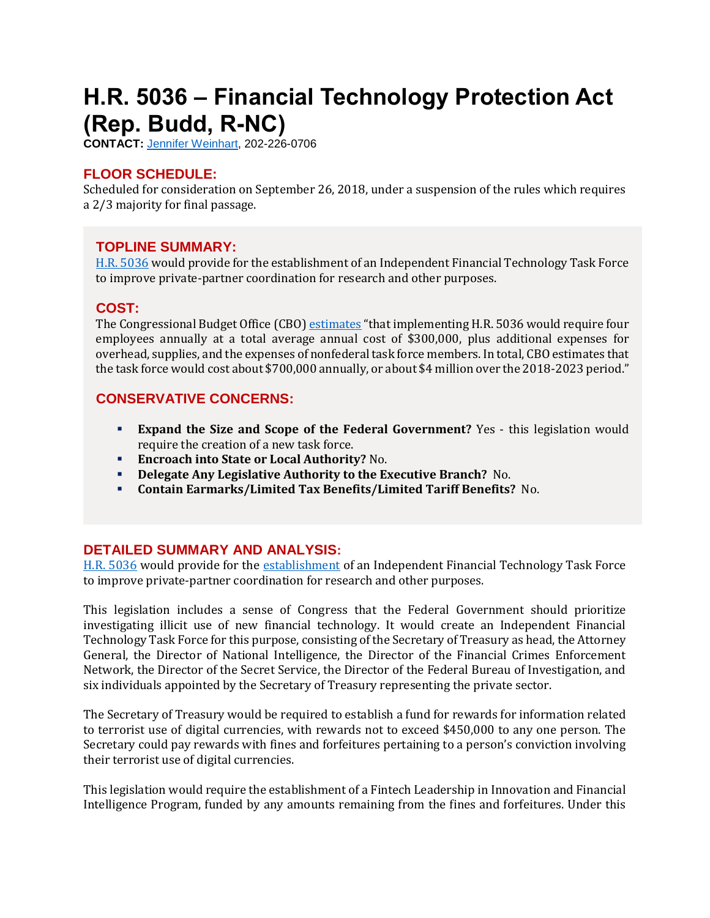# H.R. 5036 – Financial Technology Protection Act (Rep. Budd, R-NC)

**CONTACT:** [Jennifer Weinhart](), 202-226-0706

## FLOOR SCHEDULE:

Scheduled for consideration on September 26, 2018, under a suspension of the rules which requires a 2/3 majority for final passage.

## TOPLINE SUMMARY:

[H.R. 5036]() would provide for the establishment of an Independent Financial Technology Task Force to improve private-partner coordination for research and other purposes.

## COST:

The Congressional Budget Office (CBO) [estimates]() "that implementing H.R. 5036 would require four employees annually at a total average annual cost of $300,000, plus additional expenses for overhead, supplies, and the expenses of nonfederal task force members. In total, CBO estimates that the task force would cost about $700,000 annually, or about $4 million over the 2018-2023 period."

## CONSERVATIVE CONCERNS:

- **Expand the Size and Scope of the Federal Government?** Yes - this legislation would require the creation of a new task force.
- **Encroach into State or Local Authority?** No.
- **Delegate Any Legislative Authority to the Executive Branch?** No.
- **Contain Earmarks/Limited Tax Benefits/Limited Tariff Benefits?** No.

## DETAILED SUMMARY AND ANALYSIS:

[H.R. 5036]() would provide for the [establishment]() of an Independent Financial Technology Task Force to improve private-partner coordination for research and other purposes.

This legislation includes a sense of Congress that the Federal Government should prioritize investigating illicit use of new financial technology. It would create an Independent Financial Technology Task Force for this purpose, consisting of the Secretary of Treasury as head, the Attorney General, the Director of National Intelligence, the Director of the Financial Crimes Enforcement Network, the Director of the Secret Service, the Director of the Federal Bureau of Investigation, and six individuals appointed by the Secretary of Treasury representing the private sector.

The Secretary of Treasury would be required to establish a fund for rewards for information related to terrorist use of digital currencies, with rewards not to exceed $450,000 to any one person. The Secretary could pay rewards with fines and forfeitures pertaining to a person's conviction involving their terrorist use of digital currencies.

This legislation would require the establishment of a Fintech Leadership in Innovation and Financial Intelligence Program, funded by any amounts remaining from the fines and forfeitures. Under this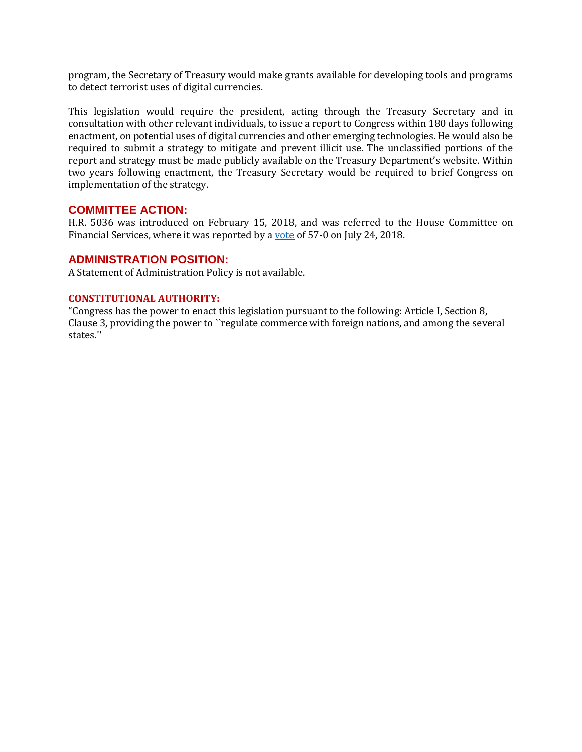program, the Secretary of Treasury would make grants available for developing tools and programs to detect terrorist uses of digital currencies.

This legislation would require the president, acting through the Treasury Secretary and in consultation with other relevant individuals, to issue a report to Congress within 180 days following enactment, on potential uses of digital currencies and other emerging technologies. He would also be required to submit a strategy to mitigate and prevent illicit use. The unclassified portions of the report and strategy must be made publicly available on the Treasury Department's website. Within two years following enactment, the Treasury Secretary would be required to brief Congress on implementation of the strategy.

## COMMITTEE ACTION:

H.R. 5036 was introduced on February 15, 2018, and was referred to the House Committee on Financial Services, where it was reported by a vote of 57-0 on July 24, 2018.

## ADMINISTRATION POSITION:

A Statement of Administration Policy is not available.

### CONSTITUTIONAL AUTHORITY:

"Congress has the power to enact this legislation pursuant to the following: Article I, Section 8, Clause 3, providing the power to ``regulate commerce with foreign nations, and among the several states.''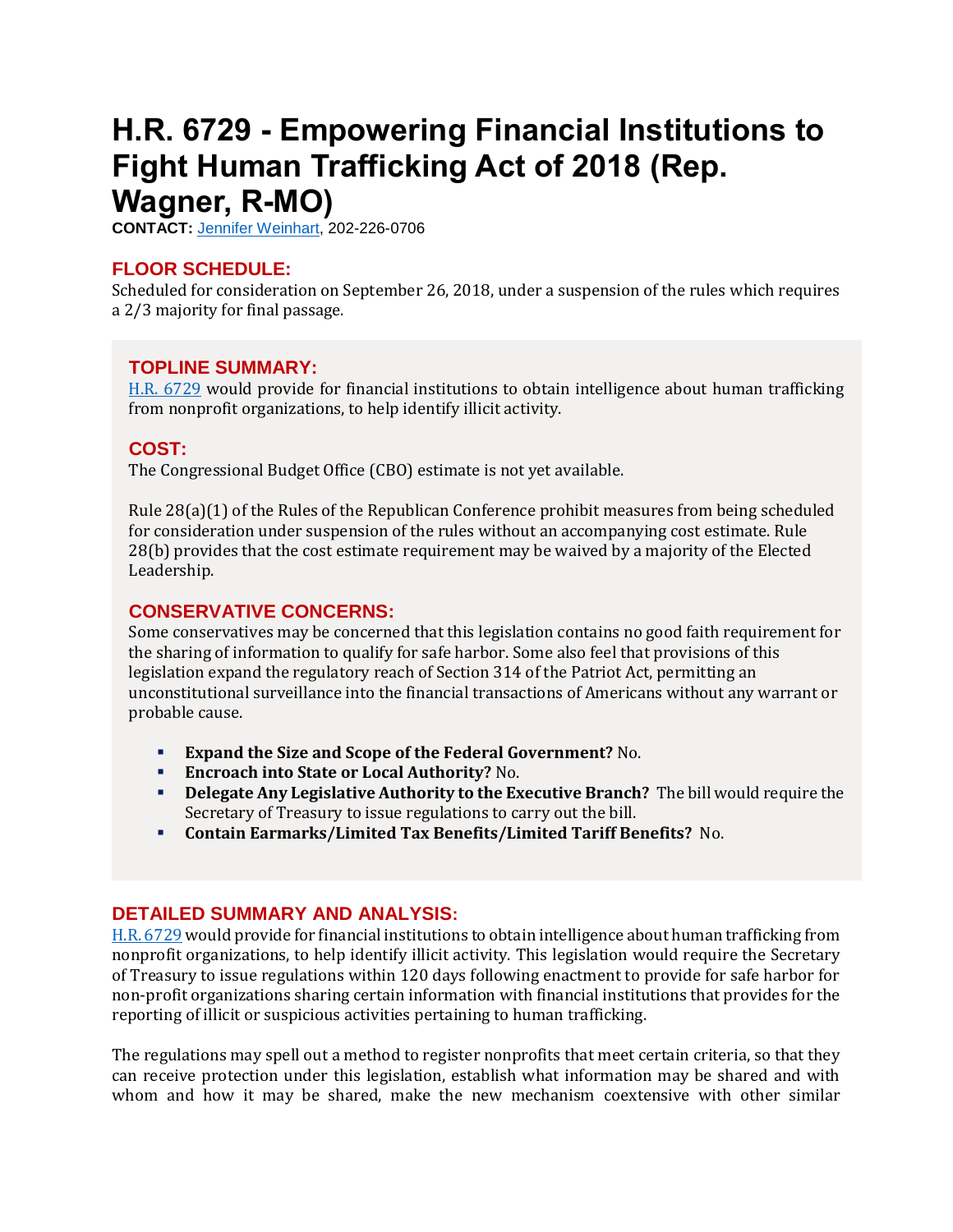# H.R. 6729 - Empowering Financial Institutions to Fight Human Trafficking Act of 2018 (Rep. Wagner, R-MO)

**CONTACT:** Jennifer Weinhart, 202-226-0706

## FLOOR SCHEDULE:

Scheduled for consideration on September 26, 2018, under a suspension of the rules which requires a 2/3 majority for final passage.

## TOPLINE SUMMARY:

H.R. 6729 would provide for financial institutions to obtain intelligence about human trafficking from nonprofit organizations, to help identify illicit activity.

## COST:

The Congressional Budget Office (CBO) estimate is not yet available.

Rule 28(a)(1) of the Rules of the Republican Conference prohibit measures from being scheduled for consideration under suspension of the rules without an accompanying cost estimate. Rule 28(b) provides that the cost estimate requirement may be waived by a majority of the Elected Leadership.

## CONSERVATIVE CONCERNS:

Some conservatives may be concerned that this legislation contains no good faith requirement for the sharing of information to qualify for safe harbor. Some also feel that provisions of this legislation expand the regulatory reach of Section 314 of the Patriot Act, permitting an unconstitutional surveillance into the financial transactions of Americans without any warrant or probable cause.

- **Expand the Size and Scope of the Federal Government?** No.
- **Encroach into State or Local Authority?** No.
- **Delegate Any Legislative Authority to the Executive Branch?** The bill would require the Secretary of Treasury to issue regulations to carry out the bill.
- **Contain Earmarks/Limited Tax Benefits/Limited Tariff Benefits?** No.

## DETAILED SUMMARY AND ANALYSIS:

H.R. 6729 would provide for financial institutions to obtain intelligence about human trafficking from nonprofit organizations, to help identify illicit activity. This legislation would require the Secretary of Treasury to issue regulations within 120 days following enactment to provide for safe harbor for non-profit organizations sharing certain information with financial institutions that provides for the reporting of illicit or suspicious activities pertaining to human trafficking.

The regulations may spell out a method to register nonprofits that meet certain criteria, so that they can receive protection under this legislation, establish what information may be shared and with whom and how it may be shared, make the new mechanism coextensive with other similar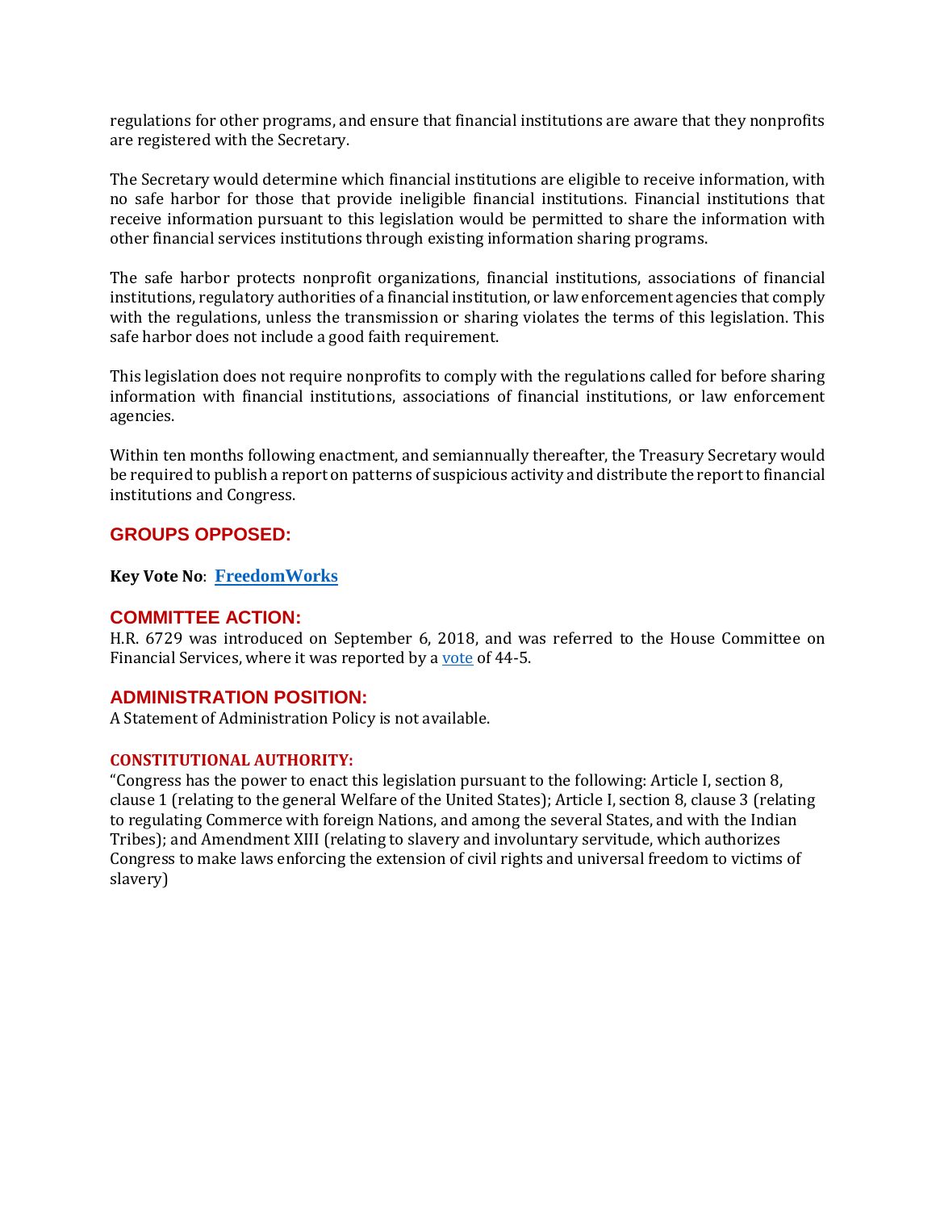regulations for other programs, and ensure that financial institutions are aware that they nonprofits are registered with the Secretary.

The Secretary would determine which financial institutions are eligible to receive information, with no safe harbor for those that provide ineligible financial institutions. Financial institutions that receive information pursuant to this legislation would be permitted to share the information with other financial services institutions through existing information sharing programs.

The safe harbor protects nonprofit organizations, financial institutions, associations of financial institutions, regulatory authorities of a financial institution, or law enforcement agencies that comply with the regulations, unless the transmission or sharing violates the terms of this legislation. This safe harbor does not include a good faith requirement.

This legislation does not require nonprofits to comply with the regulations called for before sharing information with financial institutions, associations of financial institutions, or law enforcement agencies.

Within ten months following enactment, and semiannually thereafter, the Treasury Secretary would be required to publish a report on patterns of suspicious activity and distribute the report to financial institutions and Congress.

## GROUPS OPPOSED:

**Key Vote No**: **FreedomWorks**

## COMMITTEE ACTION:

H.R. 6729 was introduced on September 6, 2018, and was referred to the House Committee on Financial Services, where it was reported by a vote of 44-5.

## ADMINISTRATION POSITION:

A Statement of Administration Policy is not available.

### CONSTITUTIONAL AUTHORITY:

"Congress has the power to enact this legislation pursuant to the following: Article I, section 8, clause 1 (relating to the general Welfare of the United States); Article I, section 8, clause 3 (relating to regulating Commerce with foreign Nations, and among the several States, and with the Indian Tribes); and Amendment XIII (relating to slavery and involuntary servitude, which authorizes Congress to make laws enforcing the extension of civil rights and universal freedom to victims of slavery)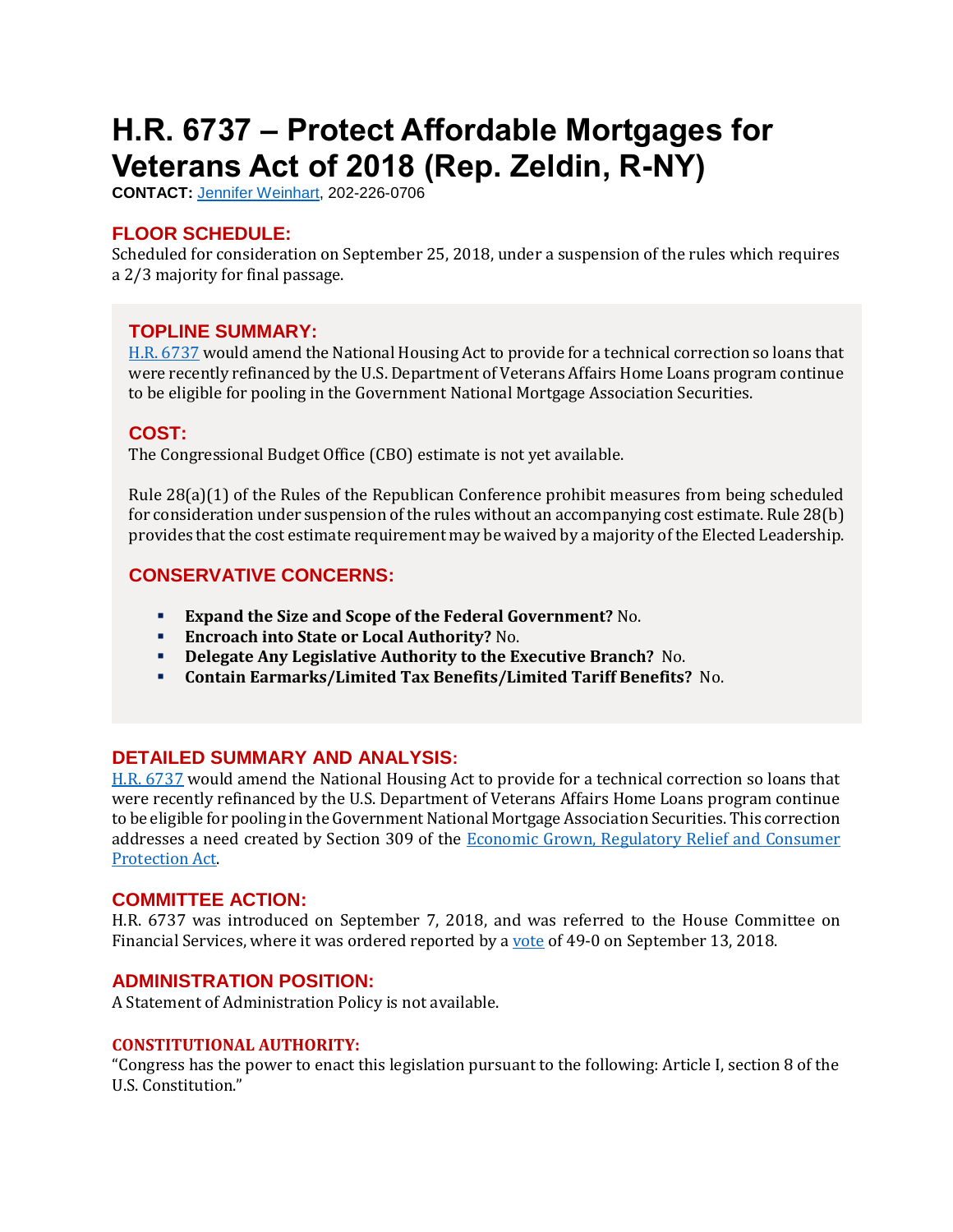# H.R. 6737 – Protect Affordable Mortgages for Veterans Act of 2018 (Rep. Zeldin, R-NY)

**CONTACT:** Jennifer Weinhart, 202-226-0706

## FLOOR SCHEDULE:

Scheduled for consideration on September 25, 2018, under a suspension of the rules which requires a 2/3 majority for final passage.

## TOPLINE SUMMARY:

H.R. 6737 would amend the National Housing Act to provide for a technical correction so loans that were recently refinanced by the U.S. Department of Veterans Affairs Home Loans program continue to be eligible for pooling in the Government National Mortgage Association Securities.

## COST:

The Congressional Budget Office (CBO) estimate is not yet available.

Rule 28(a)(1) of the Rules of the Republican Conference prohibit measures from being scheduled for consideration under suspension of the rules without an accompanying cost estimate. Rule 28(b) provides that the cost estimate requirement may be waived by a majority of the Elected Leadership.

## CONSERVATIVE CONCERNS:

- **Expand the Size and Scope of the Federal Government?** No.
- **Encroach into State or Local Authority?** No.
- **Delegate Any Legislative Authority to the Executive Branch?** No.
- **Contain Earmarks/Limited Tax Benefits/Limited Tariff Benefits?** No.

## DETAILED SUMMARY AND ANALYSIS:

H.R. 6737 would amend the National Housing Act to provide for a technical correction so loans that were recently refinanced by the U.S. Department of Veterans Affairs Home Loans program continue to be eligible for pooling in the Government National Mortgage Association Securities. This correction addresses a need created by Section 309 of the Economic Grown, Regulatory Relief and Consumer Protection Act.

## COMMITTEE ACTION:

H.R. 6737 was introduced on September 7, 2018, and was referred to the House Committee on Financial Services, where it was ordered reported by a vote of 49-0 on September 13, 2018.

## ADMINISTRATION POSITION:

A Statement of Administration Policy is not available.

### CONSTITUTIONAL AUTHORITY:

"Congress has the power to enact this legislation pursuant to the following: Article I, section 8 of the U.S. Constitution."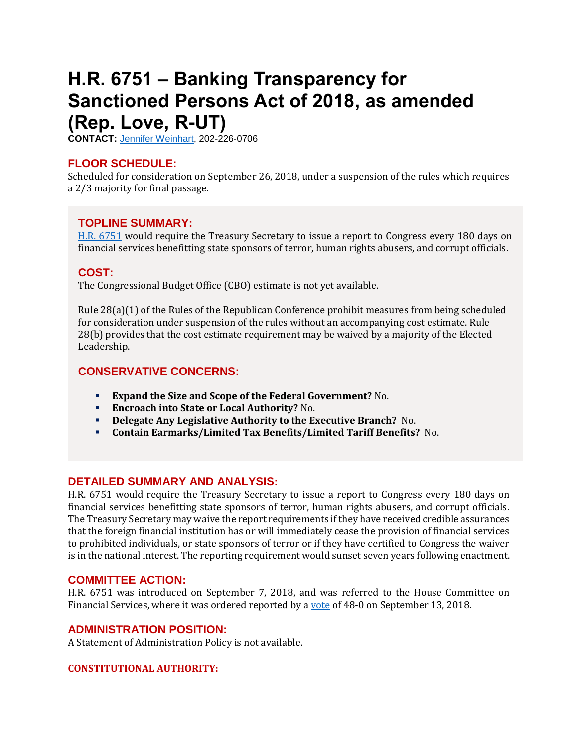# H.R. 6751 – Banking Transparency for Sanctioned Persons Act of 2018, as amended (Rep. Love, R-UT)

**CONTACT:** Jennifer Weinhart, 202-226-0706

## FLOOR SCHEDULE:

Scheduled for consideration on September 26, 2018, under a suspension of the rules which requires a 2/3 majority for final passage.

## TOPLINE SUMMARY:

H.R. 6751 would require the Treasury Secretary to issue a report to Congress every 180 days on financial services benefitting state sponsors of terror, human rights abusers, and corrupt officials.

## COST:

The Congressional Budget Office (CBO) estimate is not yet available.

Rule 28(a)(1) of the Rules of the Republican Conference prohibit measures from being scheduled for consideration under suspension of the rules without an accompanying cost estimate. Rule 28(b) provides that the cost estimate requirement may be waived by a majority of the Elected Leadership.

## CONSERVATIVE CONCERNS:

- **Expand the Size and Scope of the Federal Government?** No.
- **Encroach into State or Local Authority?** No.
- **Delegate Any Legislative Authority to the Executive Branch?** No.
- **Contain Earmarks/Limited Tax Benefits/Limited Tariff Benefits?** No.

## DETAILED SUMMARY AND ANALYSIS:

H.R. 6751 would require the Treasury Secretary to issue a report to Congress every 180 days on financial services benefitting state sponsors of terror, human rights abusers, and corrupt officials. The Treasury Secretary may waive the report requirements if they have received credible assurances that the foreign financial institution has or will immediately cease the provision of financial services to prohibited individuals, or state sponsors of terror or if they have certified to Congress the waiver is in the national interest. The reporting requirement would sunset seven years following enactment.

## COMMITTEE ACTION:

H.R. 6751 was introduced on September 7, 2018, and was referred to the House Committee on Financial Services, where it was ordered reported by a vote of 48-0 on September 13, 2018.

## ADMINISTRATION POSITION:

A Statement of Administration Policy is not available.

## CONSTITUTIONAL AUTHORITY: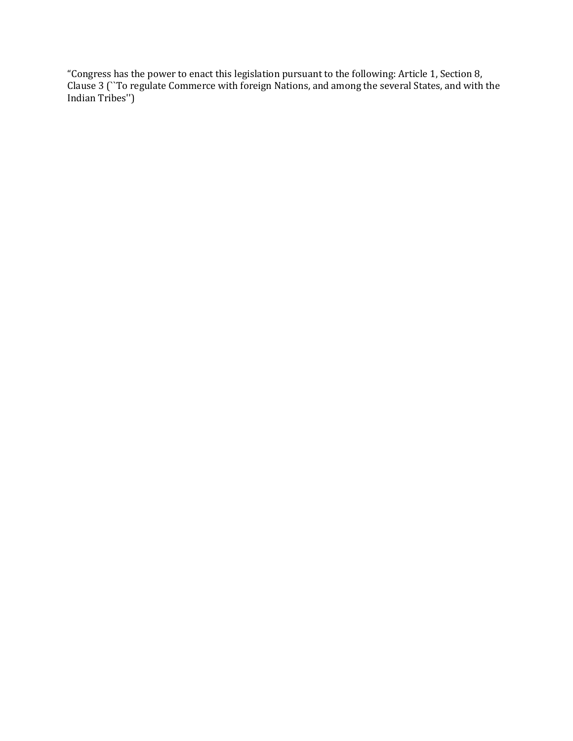“Congress has the power to enact this legislation pursuant to the following: Article 1, Section 8, Clause 3 (``To regulate Commerce with foreign Nations, and among the several States, and with the Indian Tribes'')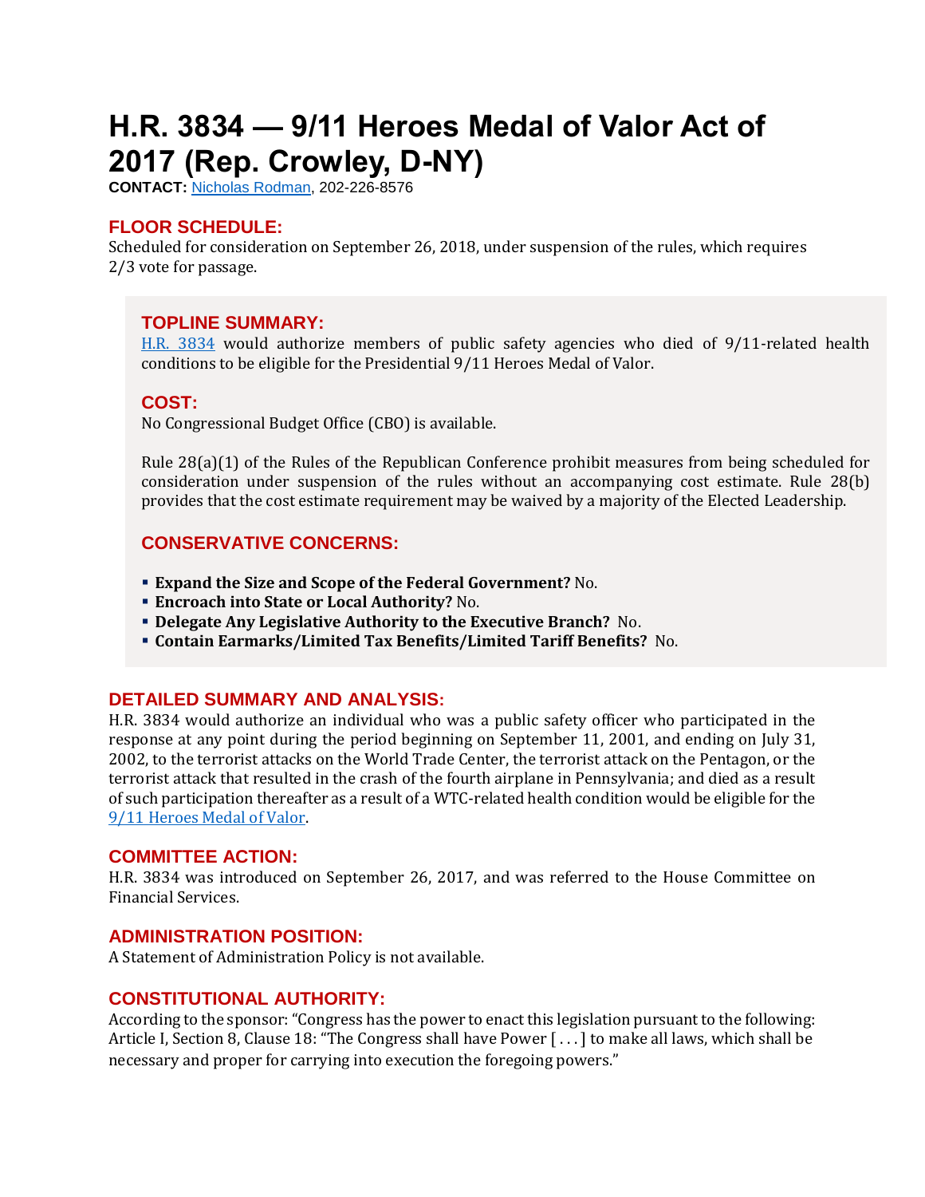# H.R. 3834 — 9/11 Heroes Medal of Valor Act of 2017 (Rep. Crowley, D-NY)

**CONTACT:** Nicholas Rodman, 202-226-8576

## FLOOR SCHEDULE:

Scheduled for consideration on September 26, 2018, under suspension of the rules, which requires 2/3 vote for passage.

## TOPLINE SUMMARY:

H.R. 3834 would authorize members of public safety agencies who died of 9/11-related health conditions to be eligible for the Presidential 9/11 Heroes Medal of Valor.

## COST:

No Congressional Budget Office (CBO) is available.

Rule 28(a)(1) of the Rules of the Republican Conference prohibit measures from being scheduled for consideration under suspension of the rules without an accompanying cost estimate. Rule 28(b) provides that the cost estimate requirement may be waived by a majority of the Elected Leadership.

## CONSERVATIVE CONCERNS:

- **Expand the Size and Scope of the Federal Government?** No.
- **Encroach into State or Local Authority?** No.
- **Delegate Any Legislative Authority to the Executive Branch?** No.
- **Contain Earmarks/Limited Tax Benefits/Limited Tariff Benefits?** No.

## DETAILED SUMMARY AND ANALYSIS:

H.R. 3834 would authorize an individual who was a public safety officer who participated in the response at any point during the period beginning on September 11, 2001, and ending on July 31, 2002, to the terrorist attacks on the World Trade Center, the terrorist attack on the Pentagon, or the terrorist attack that resulted in the crash of the fourth airplane in Pennsylvania; and died as a result of such participation thereafter as a result of a WTC-related health condition would be eligible for the 9/11 Heroes Medal of Valor.

## COMMITTEE ACTION:

H.R. 3834 was introduced on September 26, 2017, and was referred to the House Committee on Financial Services.

## ADMINISTRATION POSITION:

A Statement of Administration Policy is not available.

## CONSTITUTIONAL AUTHORITY:

According to the sponsor: "Congress has the power to enact this legislation pursuant to the following: Article I, Section 8, Clause 18: "The Congress shall have Power [ . . . ] to make all laws, which shall be necessary and proper for carrying into execution the foregoing powers."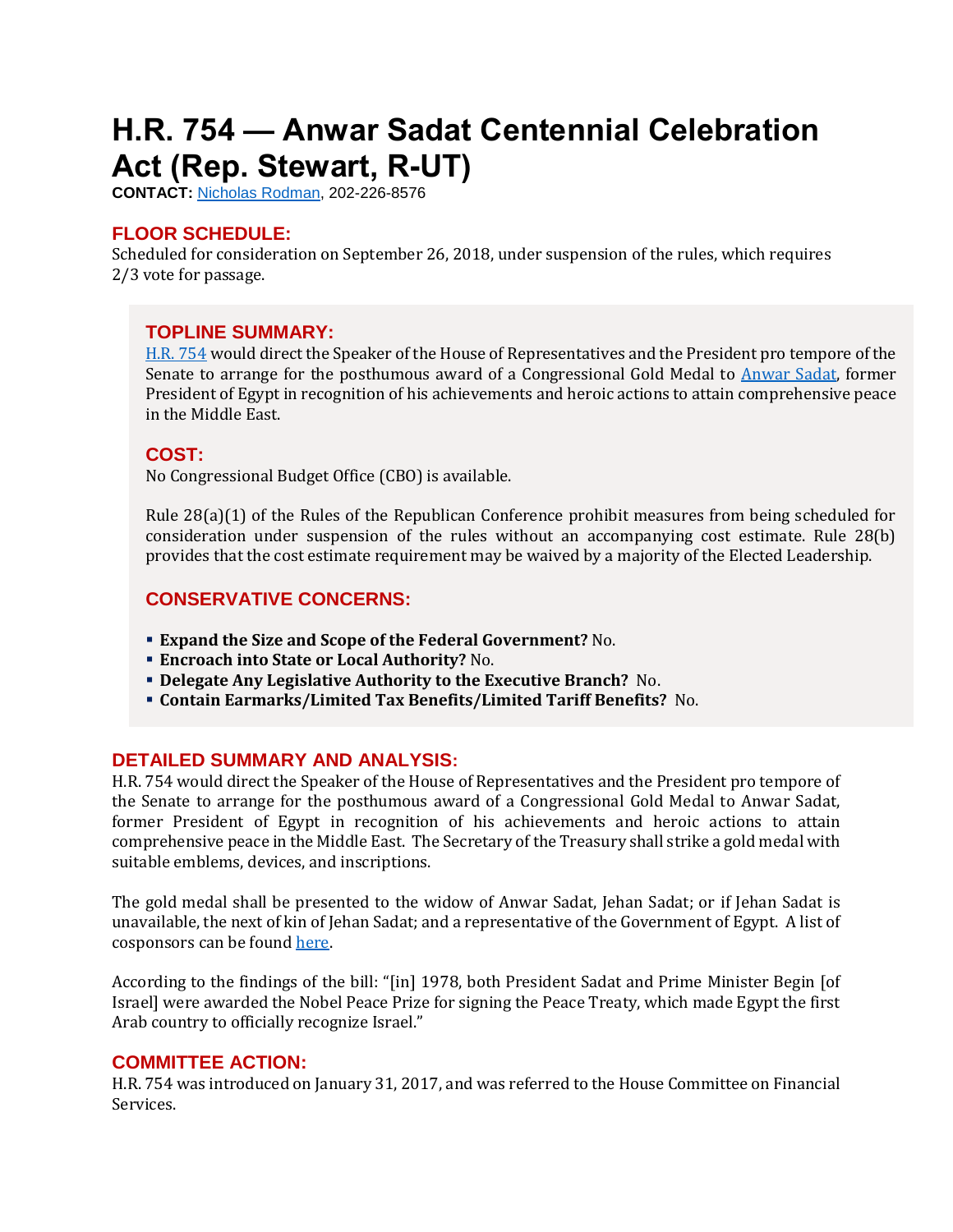# H.R. 754 — Anwar Sadat Centennial Celebration Act (Rep. Stewart, R-UT)

**CONTACT:** [Nicholas Rodman](), 202-226-8576

## FLOOR SCHEDULE:

Scheduled for consideration on September 26, 2018, under suspension of the rules, which requires 2/3 vote for passage.

## TOPLINE SUMMARY:

[H.R. 754]() would direct the Speaker of the House of Representatives and the President pro tempore of the Senate to arrange for the posthumous award of a Congressional Gold Medal to [Anwar Sadat](), former President of Egypt in recognition of his achievements and heroic actions to attain comprehensive peace in the Middle East.

## COST:

No Congressional Budget Office (CBO) is available.

Rule 28(a)(1) of the Rules of the Republican Conference prohibit measures from being scheduled for consideration under suspension of the rules without an accompanying cost estimate. Rule 28(b) provides that the cost estimate requirement may be waived by a majority of the Elected Leadership.

## CONSERVATIVE CONCERNS:

- **Expand the Size and Scope of the Federal Government?** No.
- **Encroach into State or Local Authority?** No.
- **Delegate Any Legislative Authority to the Executive Branch?** No.
- **Contain Earmarks/Limited Tax Benefits/Limited Tariff Benefits?** No.

## DETAILED SUMMARY AND ANALYSIS:

H.R. 754 would direct the Speaker of the House of Representatives and the President pro tempore of the Senate to arrange for the posthumous award of a Congressional Gold Medal to Anwar Sadat, former President of Egypt in recognition of his achievements and heroic actions to attain comprehensive peace in the Middle East. The Secretary of the Treasury shall strike a gold medal with suitable emblems, devices, and inscriptions.

The gold medal shall be presented to the widow of Anwar Sadat, Jehan Sadat; or if Jehan Sadat is unavailable, the next of kin of Jehan Sadat; and a representative of the Government of Egypt. A list of cosponsors can be found [here]().

According to the findings of the bill: "[in] 1978, both President Sadat and Prime Minister Begin [of Israel] were awarded the Nobel Peace Prize for signing the Peace Treaty, which made Egypt the first Arab country to officially recognize Israel."

## COMMITTEE ACTION:

H.R. 754 was introduced on January 31, 2017, and was referred to the House Committee on Financial Services.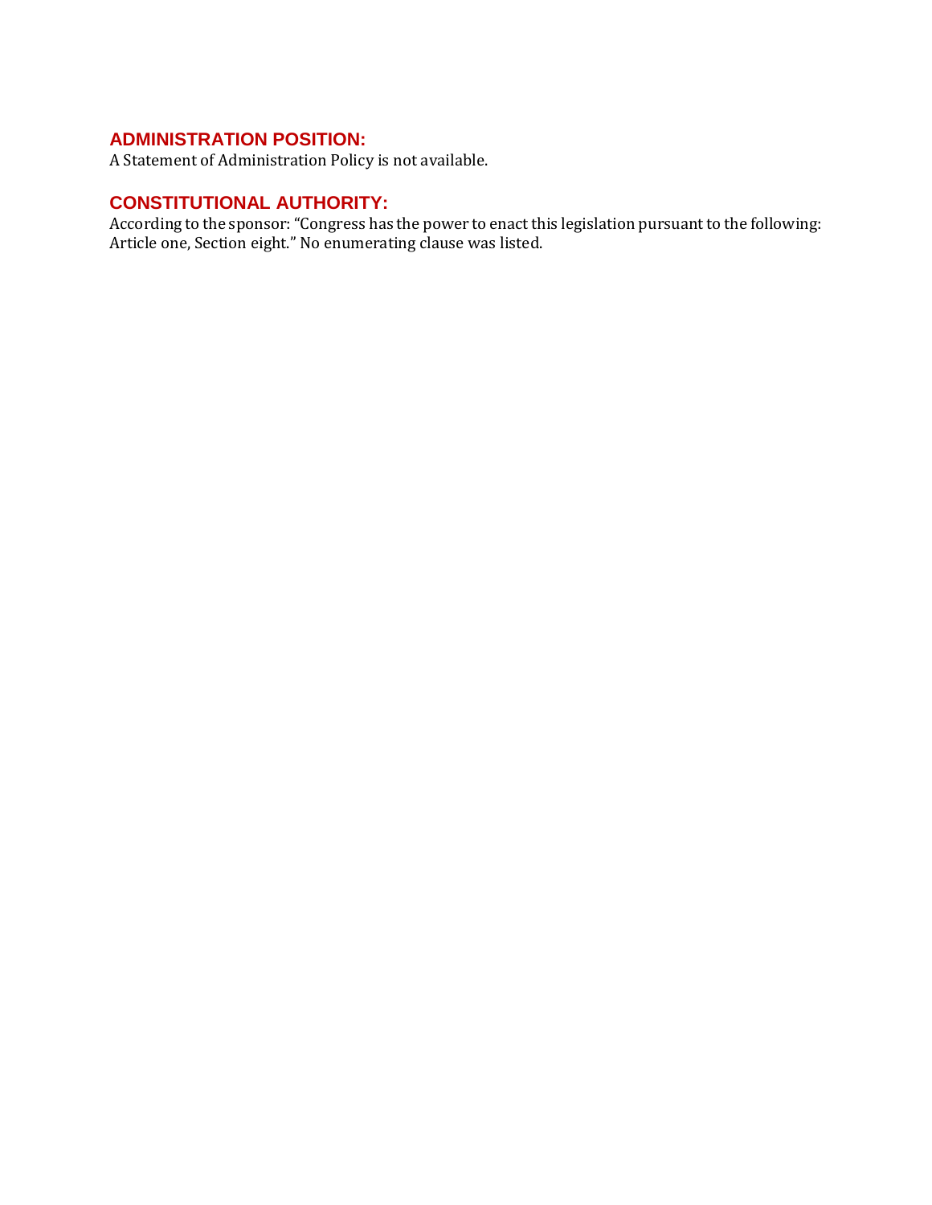## ADMINISTRATION POSITION:

A Statement of Administration Policy is not available.

## CONSTITUTIONAL AUTHORITY:

According to the sponsor: “Congress has the power to enact this legislation pursuant to the following: Article one, Section eight.” No enumerating clause was listed.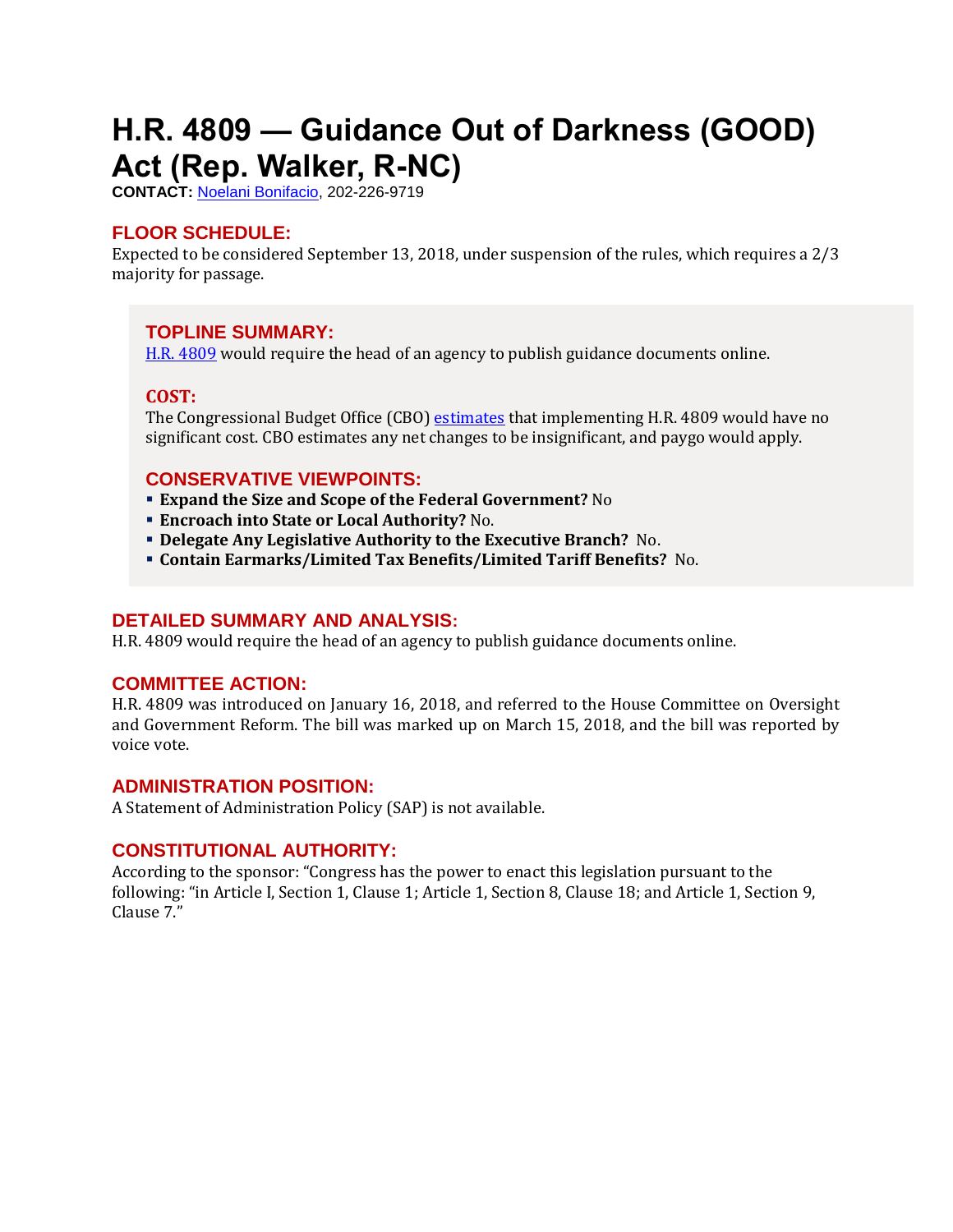# H.R. 4809 — Guidance Out of Darkness (GOOD) Act (Rep. Walker, R-NC)

**CONTACT:** Noelani Bonifacio, 202-226-9719

## FLOOR SCHEDULE:

Expected to be considered September 13, 2018, under suspension of the rules, which requires a 2/3 majority for passage.

## TOPLINE SUMMARY:

H.R. 4809 would require the head of an agency to publish guidance documents online.

## COST:

The Congressional Budget Office (CBO) estimates that implementing H.R. 4809 would have no significant cost. CBO estimates any net changes to be insignificant, and paygo would apply.

## CONSERVATIVE VIEWPOINTS:

- **Expand the Size and Scope of the Federal Government?** No
- **Encroach into State or Local Authority?** No.
- **Delegate Any Legislative Authority to the Executive Branch?** No.
- **Contain Earmarks/Limited Tax Benefits/Limited Tariff Benefits?** No.

## DETAILED SUMMARY AND ANALYSIS:

H.R. 4809 would require the head of an agency to publish guidance documents online.

## COMMITTEE ACTION:

H.R. 4809 was introduced on January 16, 2018, and referred to the House Committee on Oversight and Government Reform. The bill was marked up on March 15, 2018, and the bill was reported by voice vote.

## ADMINISTRATION POSITION:

A Statement of Administration Policy (SAP) is not available.

## CONSTITUTIONAL AUTHORITY:

According to the sponsor: "Congress has the power to enact this legislation pursuant to the following: "in Article I, Section 1, Clause 1; Article 1, Section 8, Clause 18; and Article 1, Section 9, Clause 7."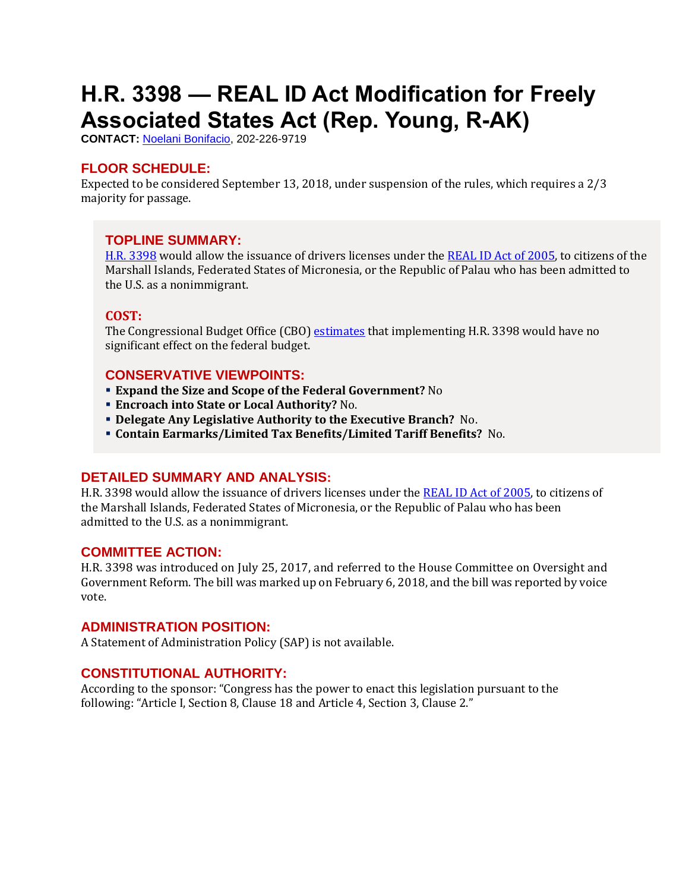# H.R. 3398 — REAL ID Act Modification for Freely Associated States Act (Rep. Young, R-AK)

**CONTACT:** Noelani Bonifacio, 202-226-9719

## FLOOR SCHEDULE:

Expected to be considered September 13, 2018, under suspension of the rules, which requires a 2/3 majority for passage.

## TOPLINE SUMMARY:

H.R. 3398 would allow the issuance of drivers licenses under the REAL ID Act of 2005, to citizens of the Marshall Islands, Federated States of Micronesia, or the Republic of Palau who has been admitted to the U.S. as a nonimmigrant.

## COST:

The Congressional Budget Office (CBO) estimates that implementing H.R. 3398 would have no significant effect on the federal budget.

## CONSERVATIVE VIEWPOINTS:

- **Expand the Size and Scope of the Federal Government?** No
- **Encroach into State or Local Authority?** No.
- **Delegate Any Legislative Authority to the Executive Branch?** No.
- **Contain Earmarks/Limited Tax Benefits/Limited Tariff Benefits?** No.

## DETAILED SUMMARY AND ANALYSIS:

H.R. 3398 would allow the issuance of drivers licenses under the REAL ID Act of 2005, to citizens of the Marshall Islands, Federated States of Micronesia, or the Republic of Palau who has been admitted to the U.S. as a nonimmigrant.

## COMMITTEE ACTION:

H.R. 3398 was introduced on July 25, 2017, and referred to the House Committee on Oversight and Government Reform. The bill was marked up on February 6, 2018, and the bill was reported by voice vote.

## ADMINISTRATION POSITION:

A Statement of Administration Policy (SAP) is not available.

## CONSTITUTIONAL AUTHORITY:

According to the sponsor: "Congress has the power to enact this legislation pursuant to the following: "Article I, Section 8, Clause 18 and Article 4, Section 3, Clause 2."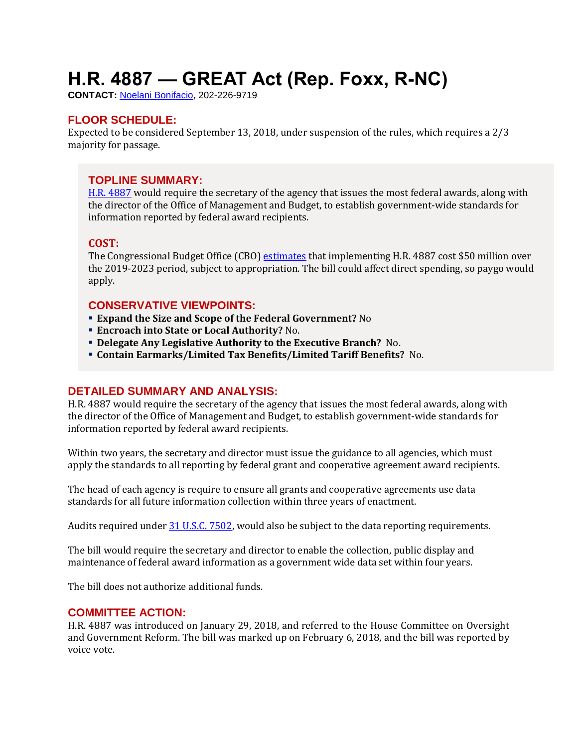# H.R. 4887 — GREAT Act (Rep. Foxx, R-NC)

**CONTACT:** Noelani Bonifacio, 202-226-9719

## FLOOR SCHEDULE:

Expected to be considered September 13, 2018, under suspension of the rules, which requires a 2/3 majority for passage.

## TOPLINE SUMMARY:

H.R. 4887 would require the secretary of the agency that issues the most federal awards, along with the director of the Office of Management and Budget, to establish government-wide standards for information reported by federal award recipients.

## COST:

The Congressional Budget Office (CBO) estimates that implementing H.R. 4887 cost $50 million over the 2019-2023 period, subject to appropriation. The bill could affect direct spending, so paygo would apply.

## CONSERVATIVE VIEWPOINTS:

- **Expand the Size and Scope of the Federal Government?** No
- **Encroach into State or Local Authority?** No.
- **Delegate Any Legislative Authority to the Executive Branch?** No.
- **Contain Earmarks/Limited Tax Benefits/Limited Tariff Benefits?** No.

## DETAILED SUMMARY AND ANALYSIS:

H.R. 4887 would require the secretary of the agency that issues the most federal awards, along with the director of the Office of Management and Budget, to establish government-wide standards for information reported by federal award recipients.

Within two years, the secretary and director must issue the guidance to all agencies, which must apply the standards to all reporting by federal grant and cooperative agreement award recipients.

The head of each agency is require to ensure all grants and cooperative agreements use data standards for all future information collection within three years of enactment.

Audits required under 31 U.S.C. 7502, would also be subject to the data reporting requirements.

The bill would require the secretary and director to enable the collection, public display and maintenance of federal award information as a government wide data set within four years.

The bill does not authorize additional funds.

## COMMITTEE ACTION:

H.R. 4887 was introduced on January 29, 2018, and referred to the House Committee on Oversight and Government Reform. The bill was marked up on February 6, 2018, and the bill was reported by voice vote.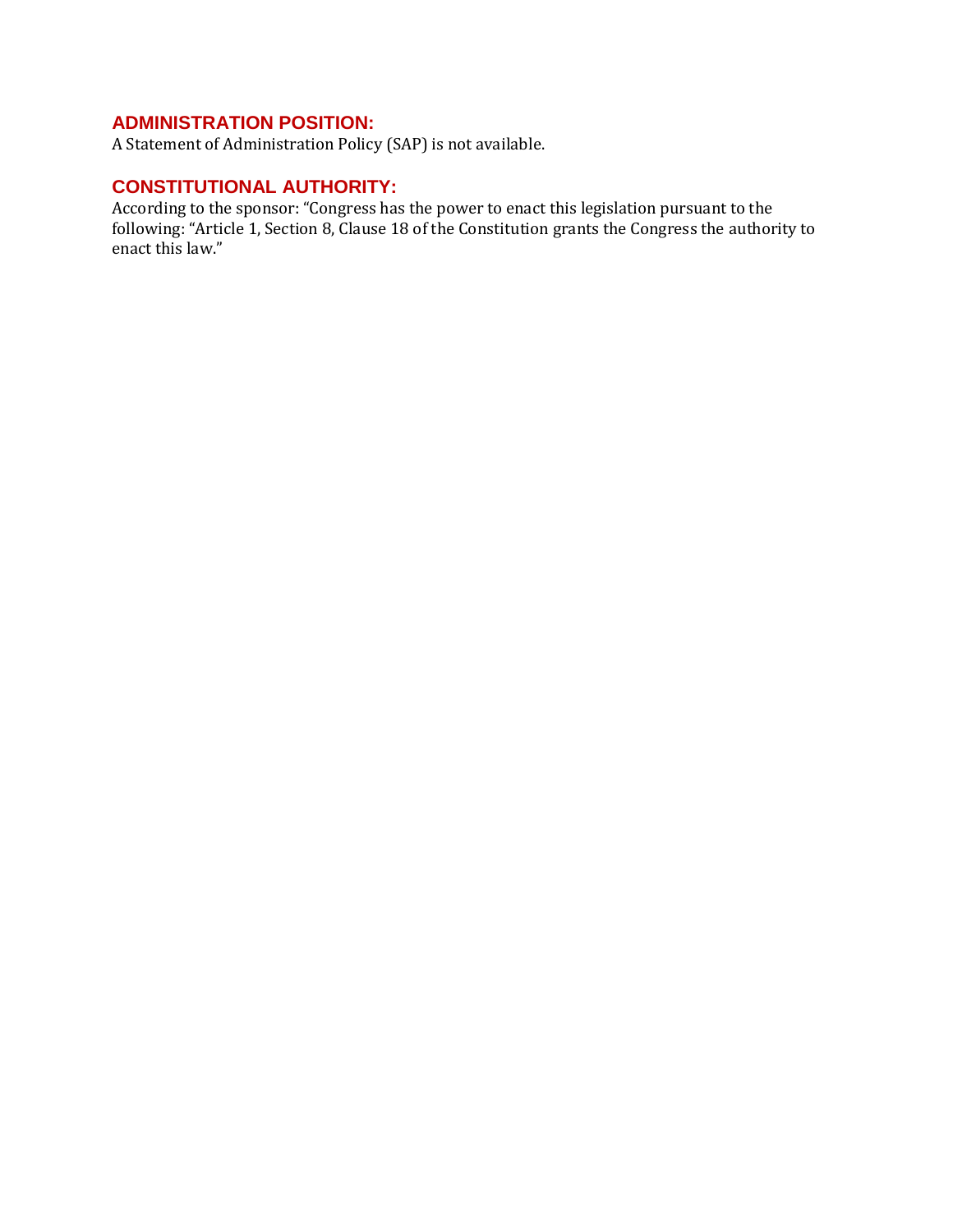## ADMINISTRATION POSITION:

A Statement of Administration Policy (SAP) is not available.

## CONSTITUTIONAL AUTHORITY:

According to the sponsor: "Congress has the power to enact this legislation pursuant to the following: "Article 1, Section 8, Clause 18 of the Constitution grants the Congress the authority to enact this law."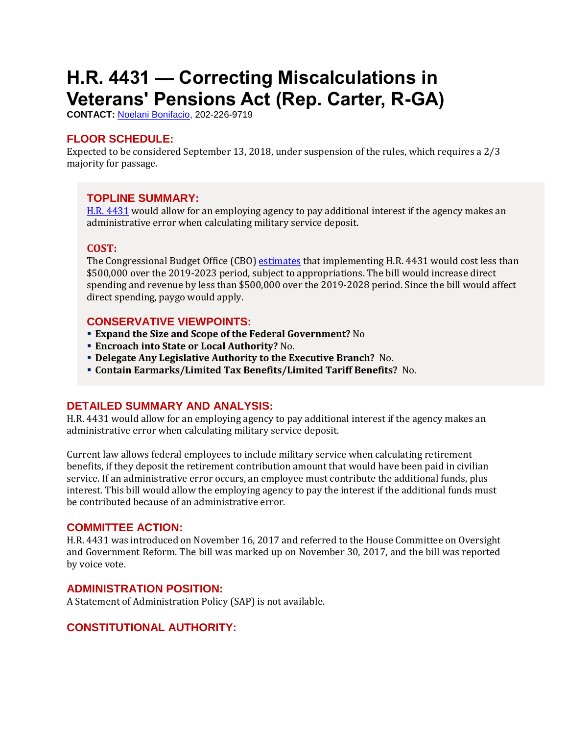# H.R. 4431 — Correcting Miscalculations in Veterans' Pensions Act (Rep. Carter, R-GA)

**CONTACT:** Noelani Bonifacio, 202-226-9719

## FLOOR SCHEDULE:

Expected to be considered September 13, 2018, under suspension of the rules, which requires a 2/3 majority for passage.

## TOPLINE SUMMARY:

H.R. 4431 would allow for an employing agency to pay additional interest if the agency makes an administrative error when calculating military service deposit.

## COST:

The Congressional Budget Office (CBO) estimates that implementing H.R. 4431 would cost less than $500,000 over the 2019-2023 period, subject to appropriations. The bill would increase direct spending and revenue by less than $500,000 over the 2019-2028 period. Since the bill would affect direct spending, paygo would apply.

## CONSERVATIVE VIEWPOINTS:

- **Expand the Size and Scope of the Federal Government?** No
- **Encroach into State or Local Authority?** No.
- **Delegate Any Legislative Authority to the Executive Branch?** No.
- **Contain Earmarks/Limited Tax Benefits/Limited Tariff Benefits?** No.

## DETAILED SUMMARY AND ANALYSIS:

H.R. 4431 would allow for an employing agency to pay additional interest if the agency makes an administrative error when calculating military service deposit.

Current law allows federal employees to include military service when calculating retirement benefits, if they deposit the retirement contribution amount that would have been paid in civilian service. If an administrative error occurs, an employee must contribute the additional funds, plus interest. This bill would allow the employing agency to pay the interest if the additional funds must be contributed because of an administrative error.

## COMMITTEE ACTION:

H.R. 4431 was introduced on November 16, 2017 and referred to the House Committee on Oversight and Government Reform. The bill was marked up on November 30, 2017, and the bill was reported by voice vote.

## ADMINISTRATION POSITION:

A Statement of Administration Policy (SAP) is not available.

## CONSTITUTIONAL AUTHORITY: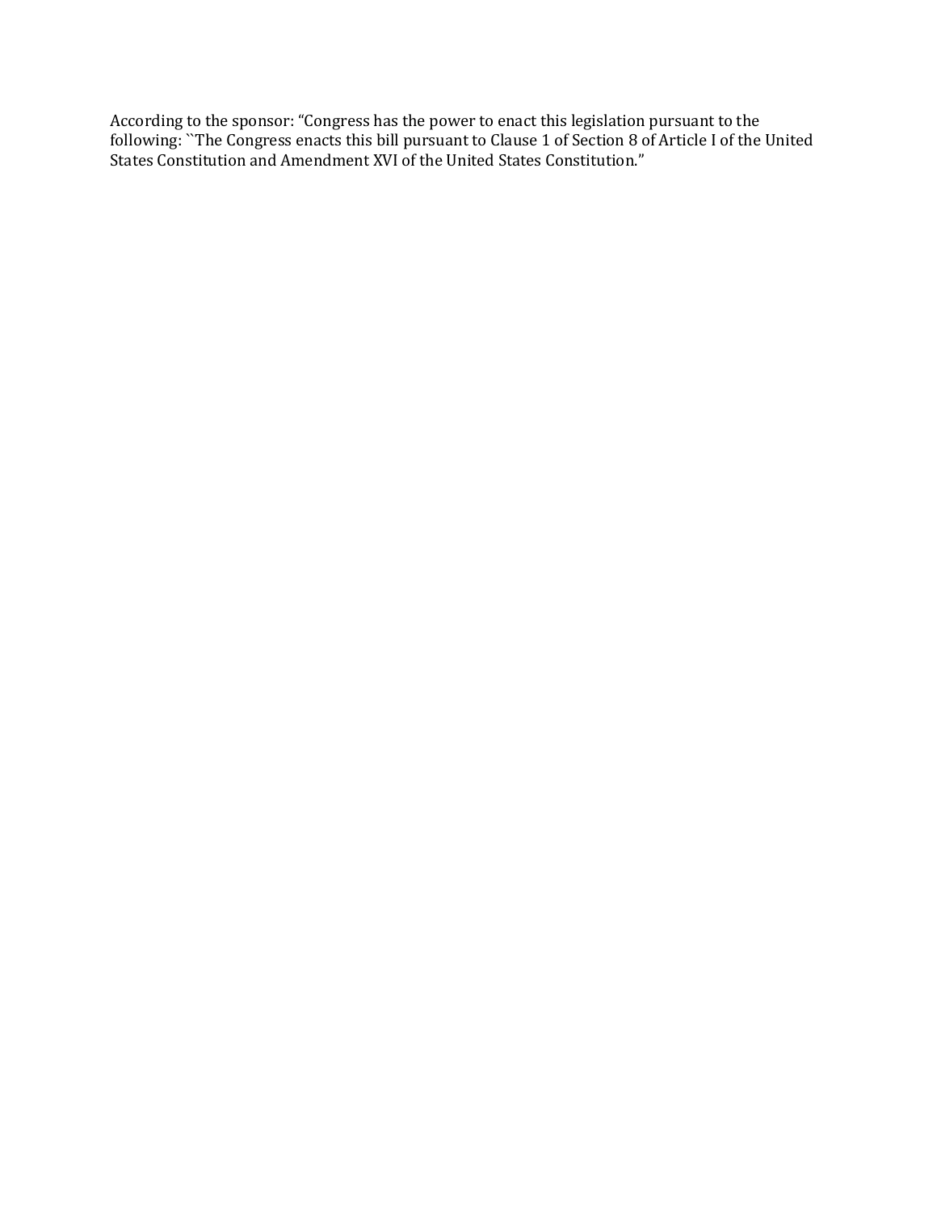According to the sponsor: “Congress has the power to enact this legislation pursuant to the following: ``The Congress enacts this bill pursuant to Clause 1 of Section 8 of Article I of the United States Constitution and Amendment XVI of the United States Constitution.”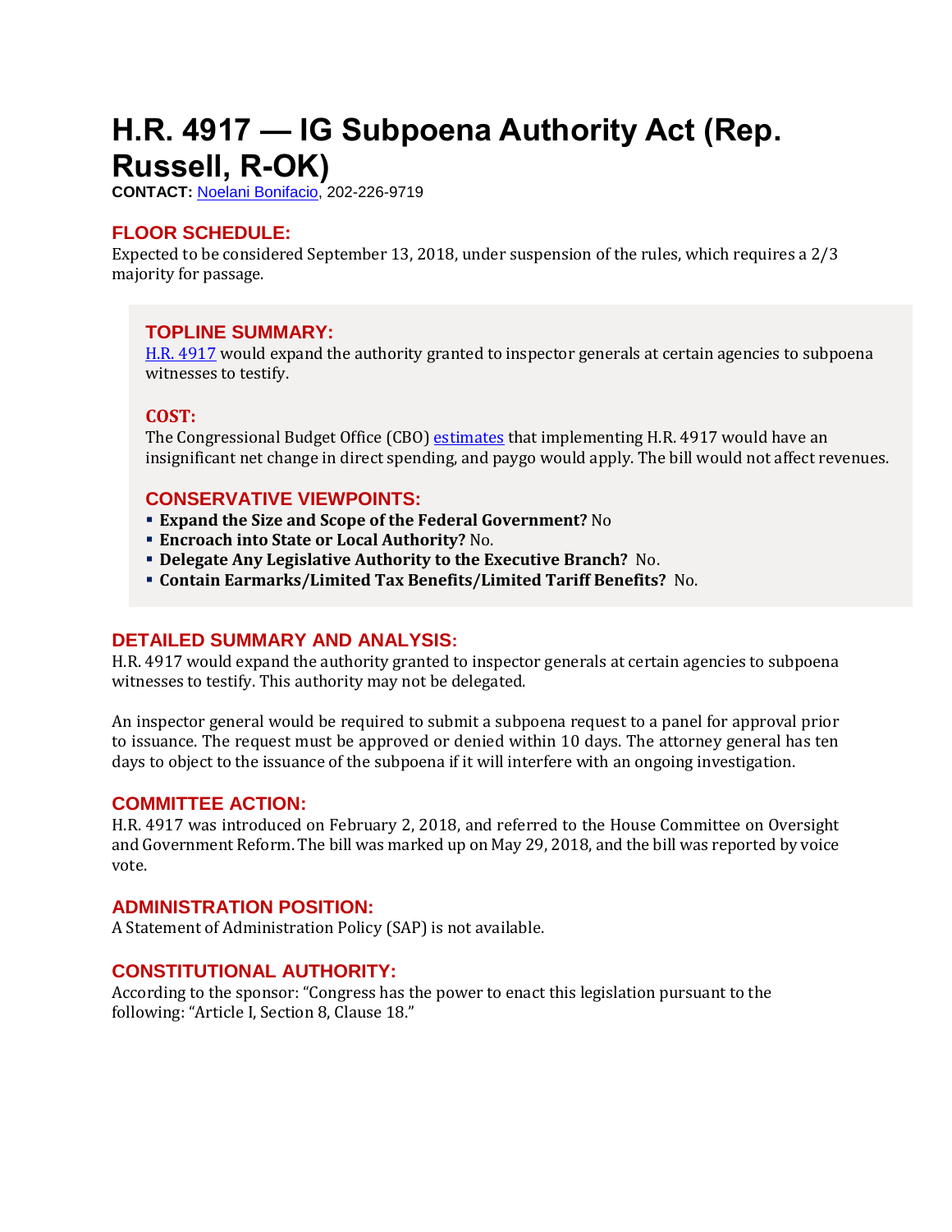# H.R. 4917 — IG Subpoena Authority Act (Rep. Russell, R-OK)

**CONTACT:** Noelani Bonifacio, 202-226-9719

## FLOOR SCHEDULE:

Expected to be considered September 13, 2018, under suspension of the rules, which requires a 2/3 majority for passage.

## TOPLINE SUMMARY:

H.R. 4917 would expand the authority granted to inspector generals at certain agencies to subpoena witnesses to testify.

## COST:

The Congressional Budget Office (CBO) estimates that implementing H.R. 4917 would have an insignificant net change in direct spending, and paygo would apply. The bill would not affect revenues.

## CONSERVATIVE VIEWPOINTS:

- **Expand the Size and Scope of the Federal Government?** No
- **Encroach into State or Local Authority?** No.
- **Delegate Any Legislative Authority to the Executive Branch?** No.
- **Contain Earmarks/Limited Tax Benefits/Limited Tariff Benefits?** No.

## DETAILED SUMMARY AND ANALYSIS:

H.R. 4917 would expand the authority granted to inspector generals at certain agencies to subpoena witnesses to testify. This authority may not be delegated.

An inspector general would be required to submit a subpoena request to a panel for approval prior to issuance. The request must be approved or denied within 10 days. The attorney general has ten days to object to the issuance of the subpoena if it will interfere with an ongoing investigation.

## COMMITTEE ACTION:

H.R. 4917 was introduced on February 2, 2018, and referred to the House Committee on Oversight and Government Reform. The bill was marked up on May 29, 2018, and the bill was reported by voice vote.

## ADMINISTRATION POSITION:

A Statement of Administration Policy (SAP) is not available.

## CONSTITUTIONAL AUTHORITY:

According to the sponsor: "Congress has the power to enact this legislation pursuant to the following: "Article I, Section 8, Clause 18."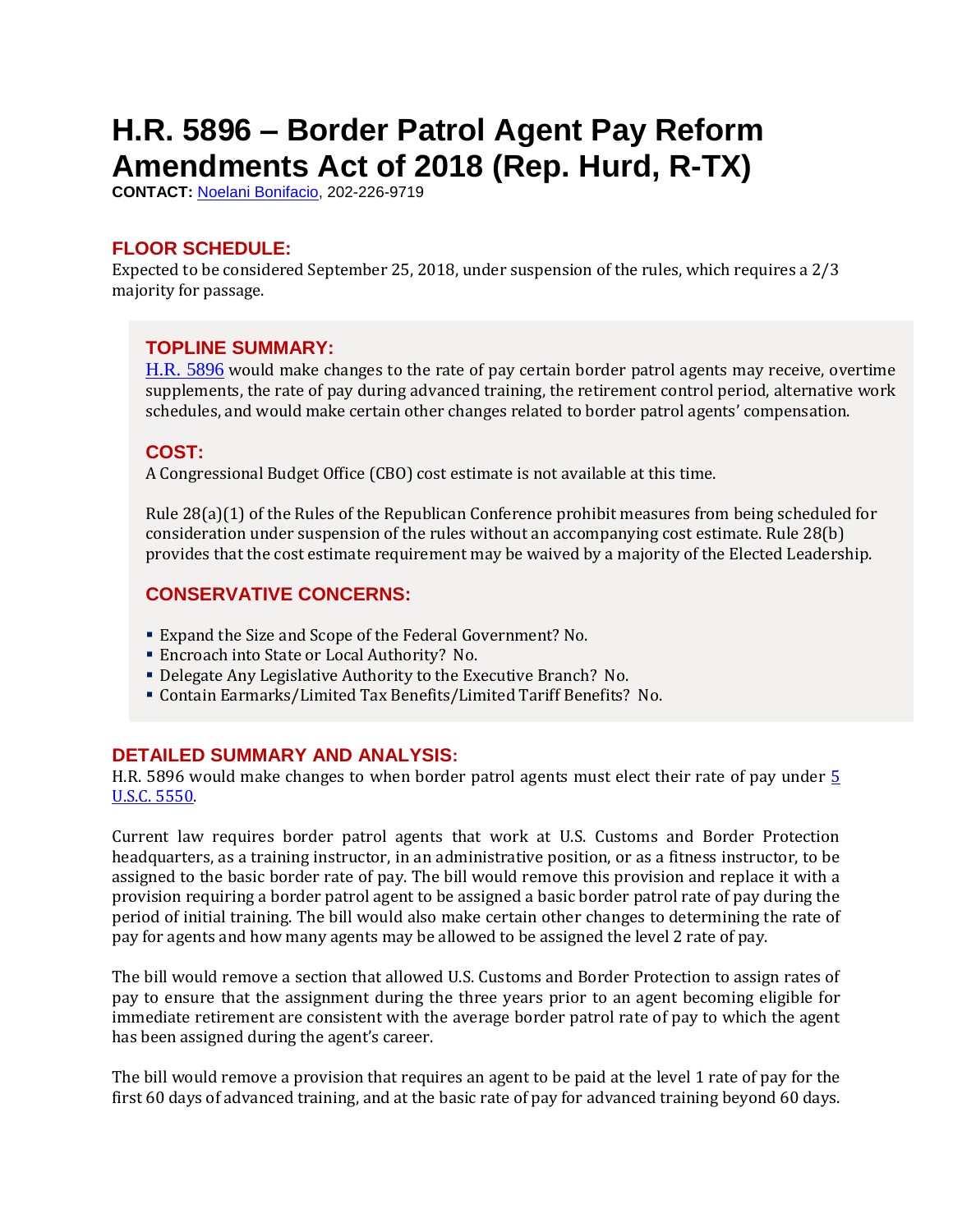# H.R. 5896 – Border Patrol Agent Pay Reform Amendments Act of 2018 (Rep. Hurd, R-TX)

**CONTACT:** [Noelani Bonifacio](), 202-226-9719

## FLOOR SCHEDULE:

Expected to be considered September 25, 2018, under suspension of the rules, which requires a 2/3 majority for passage.

## TOPLINE SUMMARY:

[H.R. 5896]() would make changes to the rate of pay certain border patrol agents may receive, overtime supplements, the rate of pay during advanced training, the retirement control period, alternative work schedules, and would make certain other changes related to border patrol agents' compensation.

## COST:

A Congressional Budget Office (CBO) cost estimate is not available at this time.

Rule 28(a)(1) of the Rules of the Republican Conference prohibit measures from being scheduled for consideration under suspension of the rules without an accompanying cost estimate. Rule 28(b) provides that the cost estimate requirement may be waived by a majority of the Elected Leadership.

## CONSERVATIVE CONCERNS:

- Expand the Size and Scope of the Federal Government? No.
- Encroach into State or Local Authority? No.
- Delegate Any Legislative Authority to the Executive Branch? No.
- Contain Earmarks/Limited Tax Benefits/Limited Tariff Benefits? No.

## DETAILED SUMMARY AND ANALYSIS:

H.R. 5896 would make changes to when border patrol agents must elect their rate of pay under [5 U.S.C. 5550]().

Current law requires border patrol agents that work at U.S. Customs and Border Protection headquarters, as a training instructor, in an administrative position, or as a fitness instructor, to be assigned to the basic border rate of pay. The bill would remove this provision and replace it with a provision requiring a border patrol agent to be assigned a basic border patrol rate of pay during the period of initial training. The bill would also make certain other changes to determining the rate of pay for agents and how many agents may be allowed to be assigned the level 2 rate of pay.

The bill would remove a section that allowed U.S. Customs and Border Protection to assign rates of pay to ensure that the assignment during the three years prior to an agent becoming eligible for immediate retirement are consistent with the average border patrol rate of pay to which the agent has been assigned during the agent's career.

The bill would remove a provision that requires an agent to be paid at the level 1 rate of pay for the first 60 days of advanced training, and at the basic rate of pay for advanced training beyond 60 days.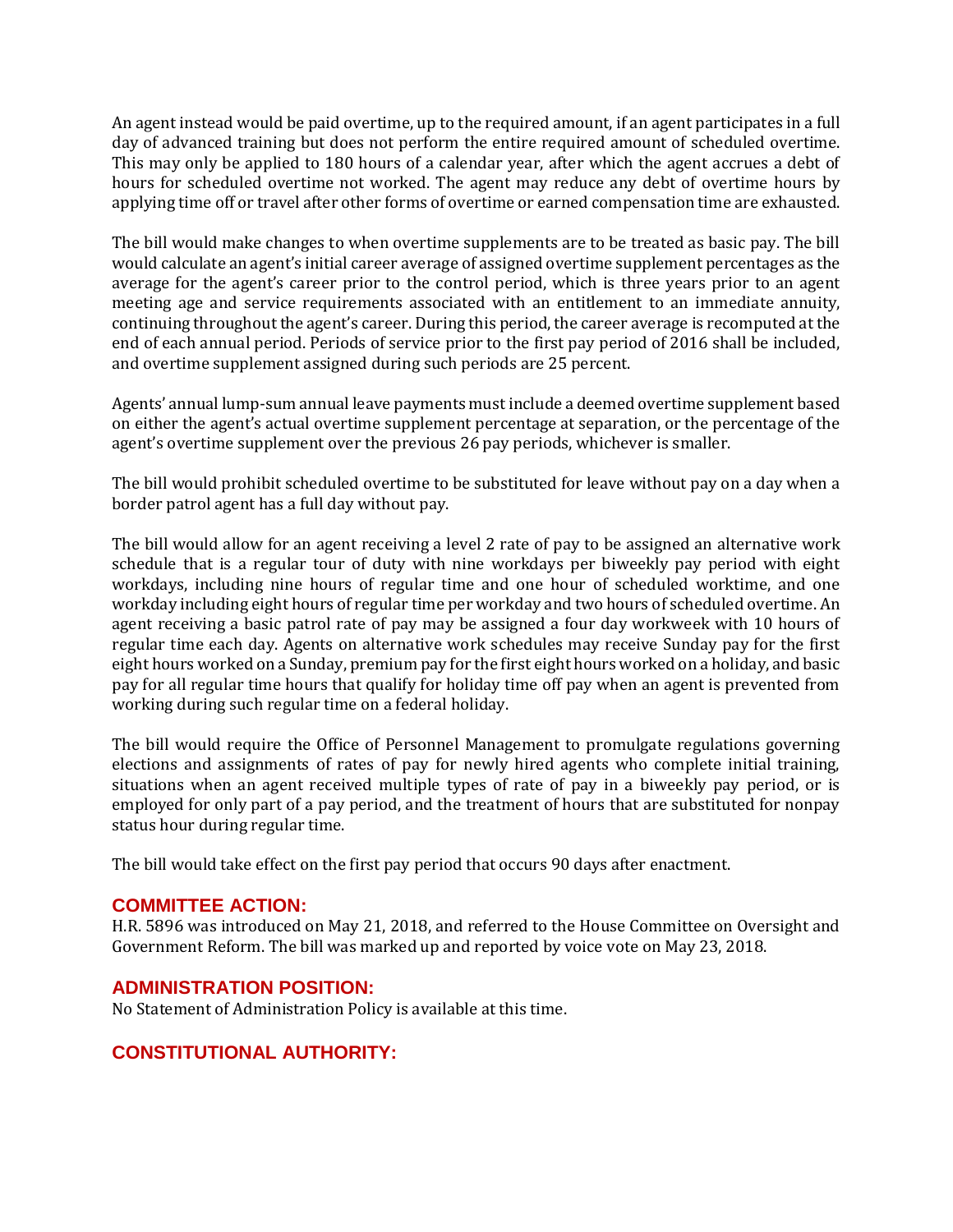An agent instead would be paid overtime, up to the required amount, if an agent participates in a full day of advanced training but does not perform the entire required amount of scheduled overtime. This may only be applied to 180 hours of a calendar year, after which the agent accrues a debt of hours for scheduled overtime not worked. The agent may reduce any debt of overtime hours by applying time off or travel after other forms of overtime or earned compensation time are exhausted.

The bill would make changes to when overtime supplements are to be treated as basic pay. The bill would calculate an agent's initial career average of assigned overtime supplement percentages as the average for the agent's career prior to the control period, which is three years prior to an agent meeting age and service requirements associated with an entitlement to an immediate annuity, continuing throughout the agent's career. During this period, the career average is recomputed at the end of each annual period. Periods of service prior to the first pay period of 2016 shall be included, and overtime supplement assigned during such periods are 25 percent.

Agents' annual lump-sum annual leave payments must include a deemed overtime supplement based on either the agent's actual overtime supplement percentage at separation, or the percentage of the agent's overtime supplement over the previous 26 pay periods, whichever is smaller.

The bill would prohibit scheduled overtime to be substituted for leave without pay on a day when a border patrol agent has a full day without pay.

The bill would allow for an agent receiving a level 2 rate of pay to be assigned an alternative work schedule that is a regular tour of duty with nine workdays per biweekly pay period with eight workdays, including nine hours of regular time and one hour of scheduled worktime, and one workday including eight hours of regular time per workday and two hours of scheduled overtime. An agent receiving a basic patrol rate of pay may be assigned a four day workweek with 10 hours of regular time each day. Agents on alternative work schedules may receive Sunday pay for the first eight hours worked on a Sunday, premium pay for the first eight hours worked on a holiday, and basic pay for all regular time hours that qualify for holiday time off pay when an agent is prevented from working during such regular time on a federal holiday.

The bill would require the Office of Personnel Management to promulgate regulations governing elections and assignments of rates of pay for newly hired agents who complete initial training, situations when an agent received multiple types of rate of pay in a biweekly pay period, or is employed for only part of a pay period, and the treatment of hours that are substituted for nonpay status hour during regular time.

The bill would take effect on the first pay period that occurs 90 days after enactment.

## COMMITTEE ACTION:

H.R. 5896 was introduced on May 21, 2018, and referred to the House Committee on Oversight and Government Reform. The bill was marked up and reported by voice vote on May 23, 2018.

## ADMINISTRATION POSITION:

No Statement of Administration Policy is available at this time.

## CONSTITUTIONAL AUTHORITY: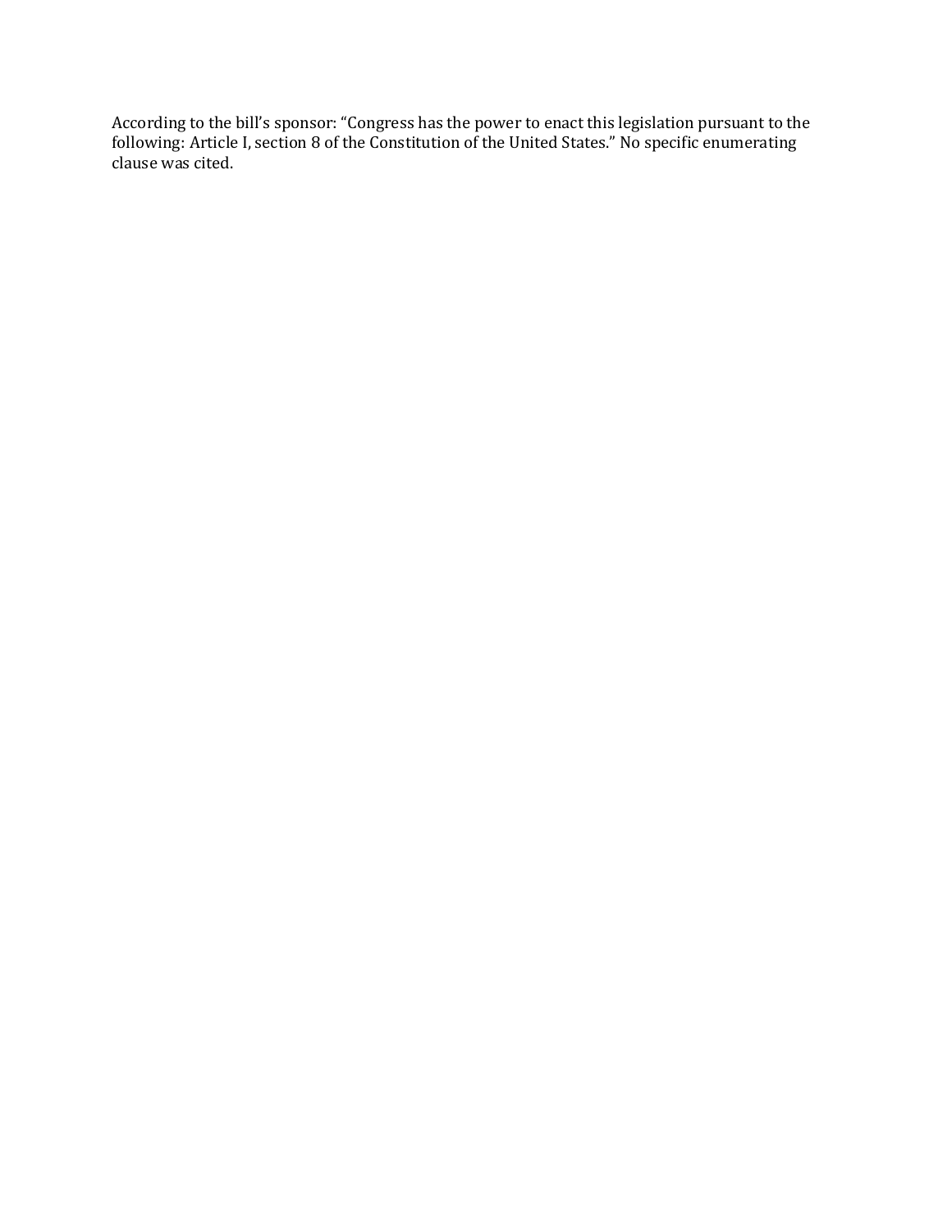According to the bill's sponsor: "Congress has the power to enact this legislation pursuant to the following: Article I, section 8 of the Constitution of the United States." No specific enumerating clause was cited.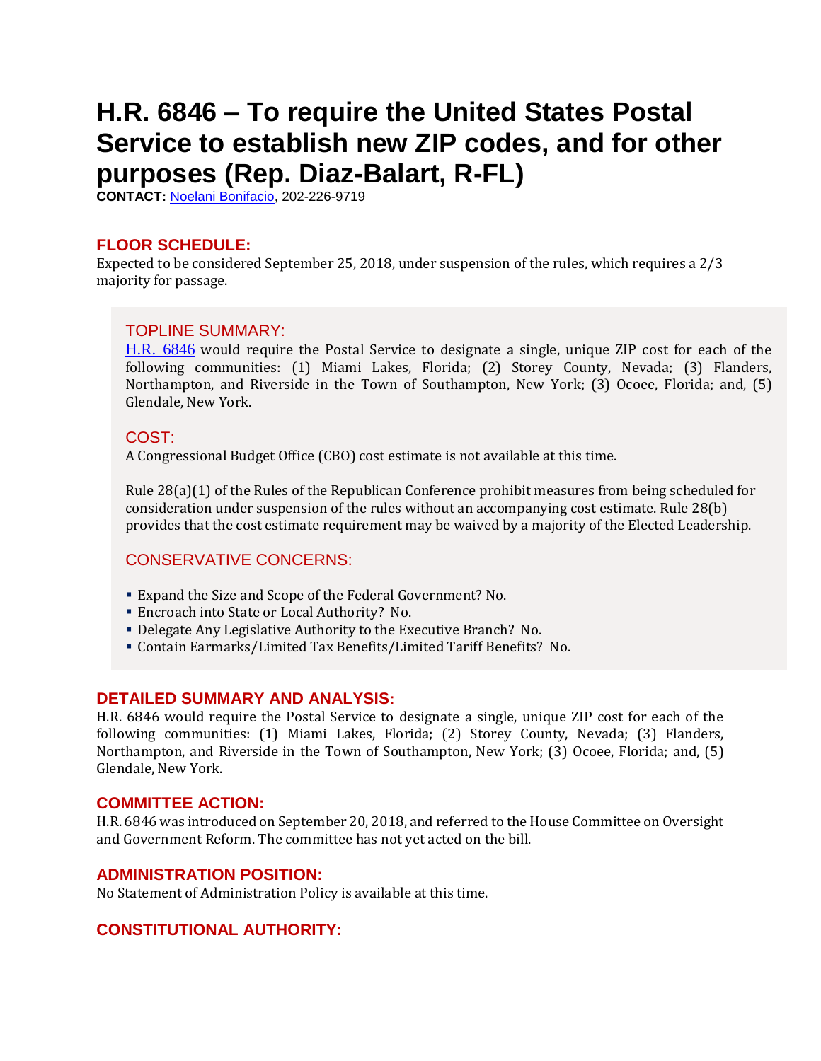# H.R. 6846 – To require the United States Postal Service to establish new ZIP codes, and for other purposes (Rep. Diaz-Balart, R-FL)

**CONTACT:** [Noelani Bonifacio](), 202-226-9719

## FLOOR SCHEDULE:

Expected to be considered September 25, 2018, under suspension of the rules, which requires a 2/3 majority for passage.

### TOPLINE SUMMARY:

[H.R. 6846]() would require the Postal Service to designate a single, unique ZIP cost for each of the following communities: (1) Miami Lakes, Florida; (2) Storey County, Nevada; (3) Flanders, Northampton, and Riverside in the Town of Southampton, New York; (3) Ocoee, Florida; and, (5) Glendale, New York.

### COST:

A Congressional Budget Office (CBO) cost estimate is not available at this time.

Rule 28(a)(1) of the Rules of the Republican Conference prohibit measures from being scheduled for consideration under suspension of the rules without an accompanying cost estimate. Rule 28(b) provides that the cost estimate requirement may be waived by a majority of the Elected Leadership.

### CONSERVATIVE CONCERNS:

- Expand the Size and Scope of the Federal Government? No.
- Encroach into State or Local Authority? No.
- Delegate Any Legislative Authority to the Executive Branch? No.
- Contain Earmarks/Limited Tax Benefits/Limited Tariff Benefits? No.

## DETAILED SUMMARY AND ANALYSIS:

H.R. 6846 would require the Postal Service to designate a single, unique ZIP cost for each of the following communities: (1) Miami Lakes, Florida; (2) Storey County, Nevada; (3) Flanders, Northampton, and Riverside in the Town of Southampton, New York; (3) Ocoee, Florida; and, (5) Glendale, New York.

## COMMITTEE ACTION:

H.R. 6846 was introduced on September 20, 2018, and referred to the House Committee on Oversight and Government Reform. The committee has not yet acted on the bill.

## ADMINISTRATION POSITION:

No Statement of Administration Policy is available at this time.

## CONSTITUTIONAL AUTHORITY: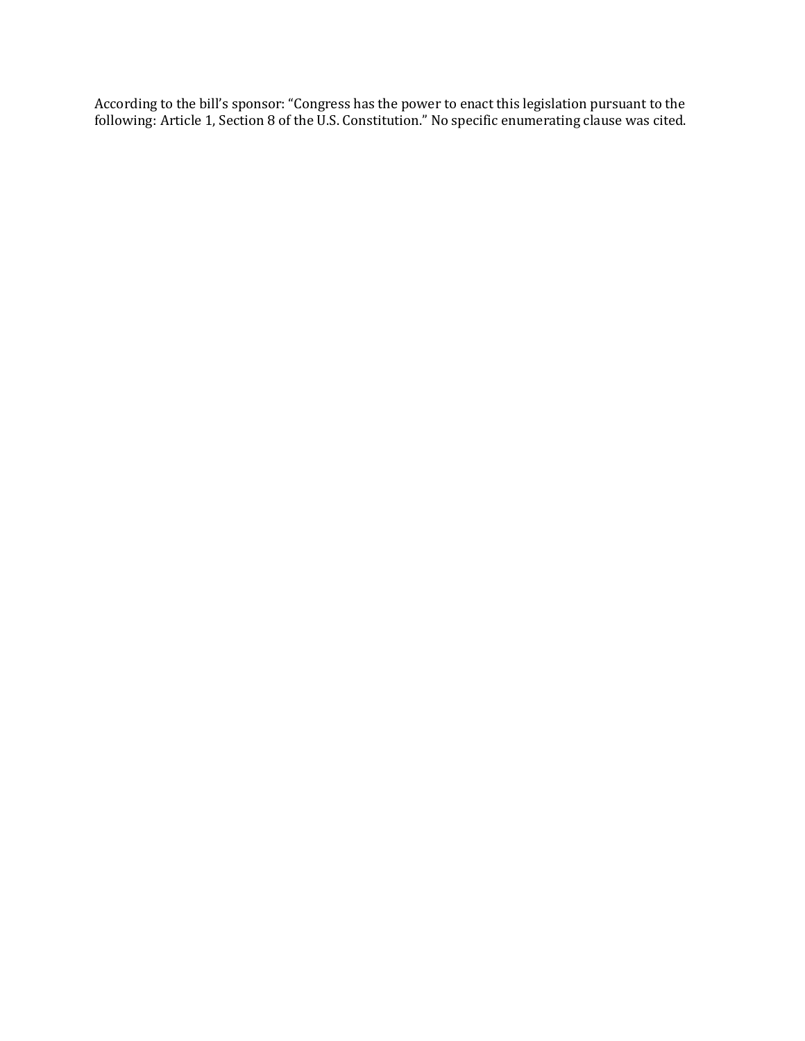According to the bill's sponsor: "Congress has the power to enact this legislation pursuant to the following: Article 1, Section 8 of the U.S. Constitution." No specific enumerating clause was cited.